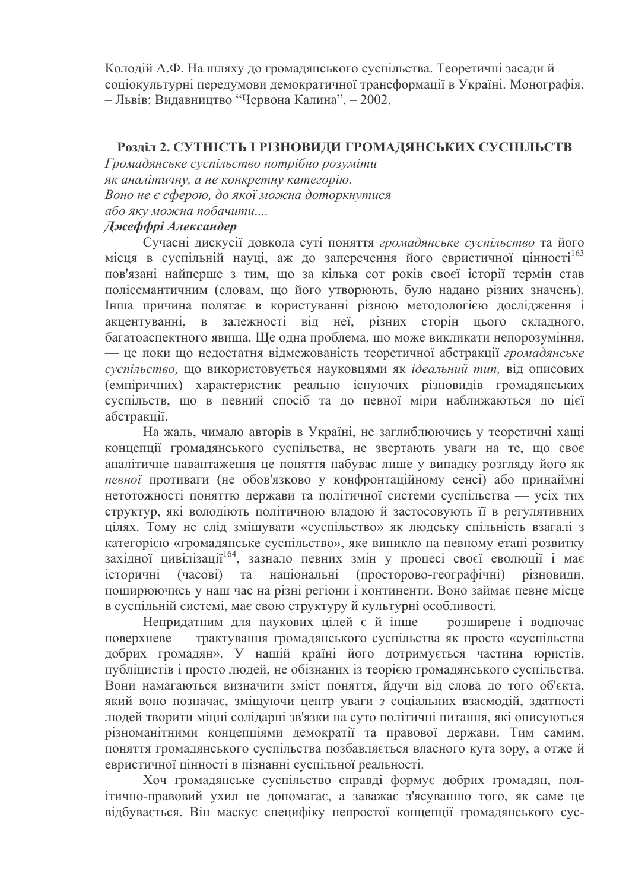Колодій А.Ф. На шляху до громадянського суспільства. Теоретичні засади й соціокультурні передумови демократичної трансформації в Україні. Монографія. – Львів: Видавництво "Червона Калина". – 2002.

## Розділ 2. СУТНІСТЬ І РІЗНОВИДИ ГРОМАДЯНСЬКИХ СУСПІЛЬСТВ

*Громадянське суспільство потрібно розуміти*
*як аналітичну, а не конкретну категорію.*
*Воно не є сферою, до якої можна доторкнутися*
*або яку можна побачити....*
***Джеффрі Александер***

Сучасні дискусії довкола суті поняття *громадянське суспільство* та його місця в суспільній науці, аж до заперечення його евристичної цінності[163] пов'язані найперше з тим, що за кілька сот років своєї історії термін став полісемантичним (словам, що його утворюють, було надано різних значень). Інша причина полягає в користуванні різною методологією дослідження і акцентуванні, в залежності від неї, різних сторін цього складного, багатоаспектного явища. Ще одна проблема, що може викликати непорозуміння, — це поки що недостатня відмежованість теоретичної абстракції *громадянське суспільство,* що використовується науковцями як *ідеальний тип,* від описових (емпіричних) характеристик реально існуючих різновидів громадянських суспільств, що в певний спосіб та до певної міри наближаються до цієї абстракції.

На жаль, чимало авторів в Україні, не заглиблюючись у теоретичні хащі концепції громадянського суспільства, не звертають уваги на те, що своє аналітичне навантаження це поняття набуває лише у випадку розгляду його як *певної* противаги (не обов'язково у конфронтаційному сенсі) або принаймні нетотожності поняттю держави та політичної системи суспільства — усіх тих структур, які володіють політичною владою й застосовують її в регулятивних цілях. Тому не слід змішувати «суспільство» як людську спільність взагалі з категорією «громадянське суспільство», яке виникло на певному етапі розвитку західної цивілізації[164], зазнало певних змін у процесі своєї еволюції і має історичні (часові) та національні (просторово-географічні) різновиди, поширюючись у наш час на різні регіони і континенти. Воно займає певне місце в суспільній системі, має свою структуру й культурні особливості.

Непридатним для наукових цілей є й інше — розширене і водночас поверхневе — трактування громадянського суспільства як просто «суспільства добрих громадян». У нашій країні його дотримується частина юристів, публіцистів і просто людей, не обізнаних із теорією громадянського суспільства. Вони намагаються визначити зміст поняття, йдучи від слова до того об'єкта, який воно позначає, зміщуючи центр уваги *з* соціальних взаємодій, здатності людей творити міцні солідарні зв'язки на суто політичні питання, які описуються різноманітними концепціями демократії та правової держави. Тим самим, поняття громадянського суспільства позбавляється власного кута зору, а отже й евристичної цінності в пізнанні суспільної реальності.

Хоч громадянське суспільство справді формує добрих громадян, політично-правовий ухил не допомагає, а заважає з'ясуванню того, як саме це відбувається. Він маскує специфіку непростої концепції громадянського сус-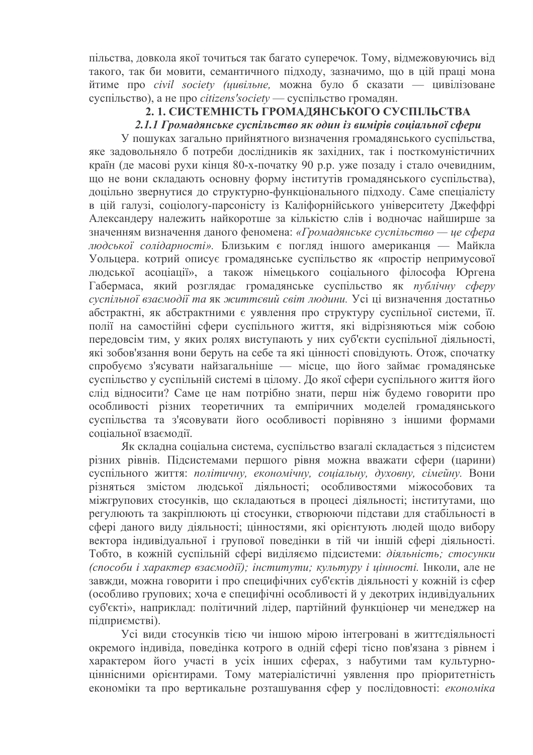пільства, довкола якої точиться так багато суперечок. Тому, відмежовуючись від такого, так би мовити, семантичного підходу, зазначимо, що в цій праці мона йтиме про *civil society (цивільне,* можна було б сказати — цивілізоване суспільство), а не про *citizens'society* — суспільство громадян.

## 2. 1. СИСТЕМНІСТЬ ГРОМАДЯНСЬКОГО СУСПІЛЬСТВА

### *2.1.1 Громадянське суспільство як один із вимірів соціальної сфери*

У пошуках загально прийнятного визначення громадянського суспільства, яке задовольняло б потреби дослідників як західних, так і посткомуністичних країн (де масові рухи кінця 80-х-початку 90 р.р. уже позаду і стало очевидним, що не вони складають основну форму інститутів громадянського суспільства), доцільно звернутися до структурно-функціонального підходу. Саме спеціалісту в цій галузі, соціологу-парсоністу із Каліфорнійського університету Джеффрі Александеру належить найкоротше за кількістю слів і водночас найширше за значенням визначення даного феномена: *«Громадянське суспільство — це сфера людської солідарності».* Близьким є погляд іншого американця — Майкла Уольцера. котрий описує громадянське суспільство як «простір непримусової людської асоціації», а також німецького соціального філософа Юргена Габермаса, який розглядає громадянське суспільство як *публічну сферу суспільної взаємодії та* як *життєвий світ людини.* Усі ці визначення достатньо абстрактні, як абстрактними є уявлення про структуру суспільної системи, її. полії на самостійні сфери суспільного життя, які відрізняються між собою передовсім тим, у яких ролях виступають у них суб'єкти суспільної діяльності, які зобов'язання вони беруть на себе та які цінності сповідують. Отож, спочатку спробуємо з'ясувати найзагальніше — місце, що його займає громадянське суспільство у суспільній системі в цілому. До якої сфери суспільного життя його слід відносити? Саме це нам потрібно знати, перш ніж будемо говорити про особливості різних теоретичних та емпіричних моделей громадянського суспільства та з'ясовувати його особливості порівняно з іншими формами соціальної взаємодії.

Як складна соціальна система, суспільство взагалі складається з підсистем різних рівнів. Підсистемами першого рівня можна вважати сфери (царини) суспільного життя: *політичну, економічну, соціальну, духовну, сімейну.* Вони різняться змістом людської діяльності; особливостями міжособових та міжгрупових стосунків, що складаються в процесі діяльності; інститутами, що регулюють та закріплюють ці стосунки, створюючи підстави для стабільності в сфері даного виду діяльності; цінностями, які орієнтують людей щодо вибору вектора індивідуальної і групової поведінки в тій чи іншій сфері діяльності. Тобто, в кожній суспільній сфері виділяємо підсистеми: *діяльність; стосунки (способи і характер взаємодії); інститути; культуру і цінності.* Інколи, але не завжди, можна говорити і про специфічних суб'єктів діяльності у кожній із сфер (особливо групових; хоча е специфічні особливості й у декотрих індивідуальних суб'єкті», наприклад: політичний лідер, партійний функціонер чи менеджер на підприємстві).

Усі види стосунків тією чи іншою мірою інтегровані в життєдіяльності окремого індивіда, поведінка котрого в одній сфері тісно пов'язана з рівнем і характером його участі в усіх інших сферах, з набутими там культурно-ціннісними орієнтирами. Тому матеріалістичні уявлення про пріоритетність економіки та про вертикальне розташування сфер у послідовності: *економіка*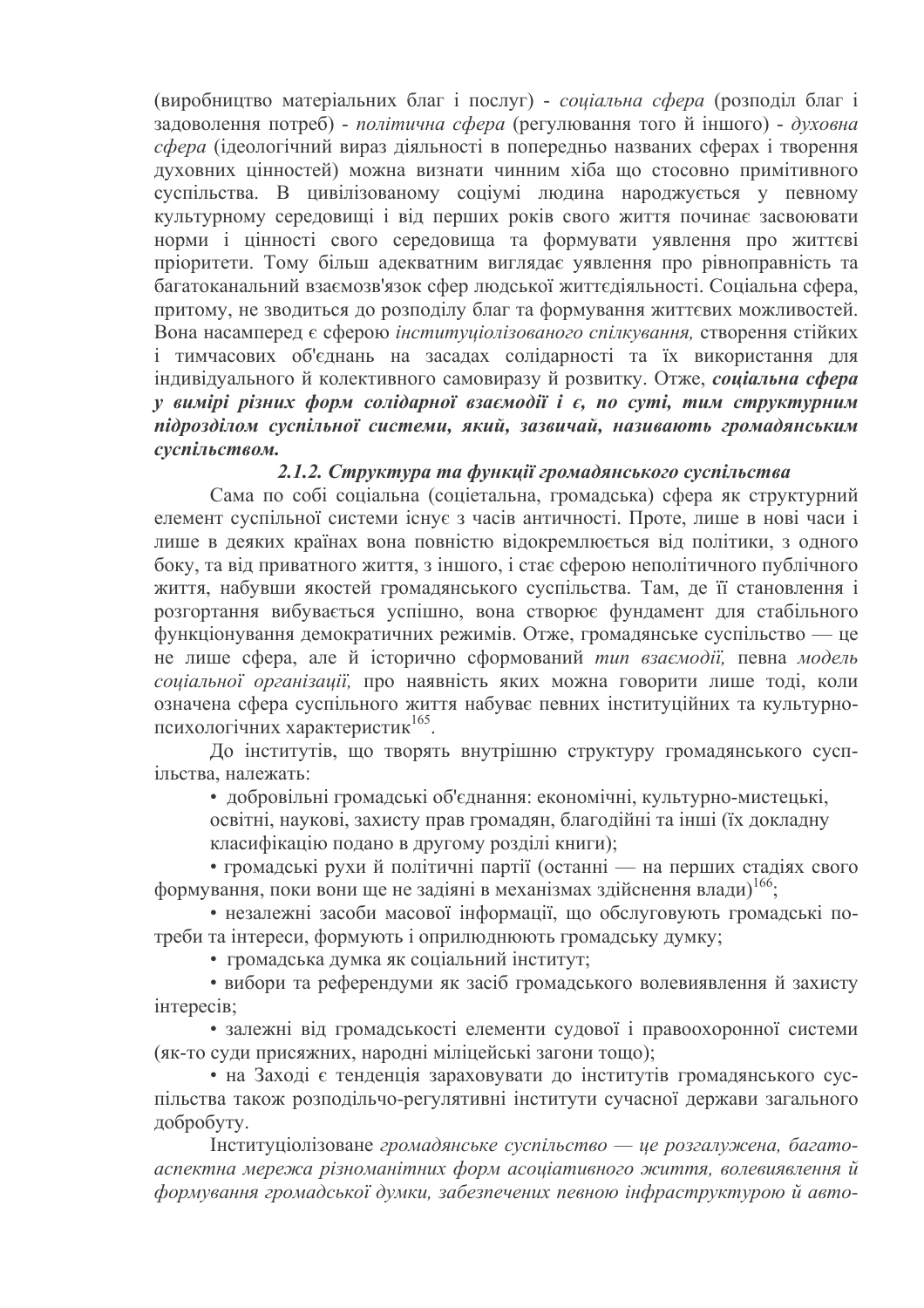(виробництво матеріальних благ і послуг) - *соціальна сфера* (розподіл благ і задоволення потреб) - *політична сфера* (регулювання того й іншого) - *духовна сфера* (ідеологічний вираз діяльності в попередньо названих сферах і творення духовних цінностей) можна визнати чинним хіба що стосовно примітивного суспільства. В цивілізованому соціумі людина народжується у певному культурному середовищі і від перших років свого життя починає засвоювати норми і цінності свого середовища та формувати уявлення про життєві пріоритети. Тому більш адекватним виглядає уявлення про рівноправність та багатоканальний взаємозв'язок сфер людської життєдіяльності. Соціальна сфера, притому, не зводиться до розподілу благ та формування життєвих можливостей. Вона насамперед є сферою *інституціолізованого спілкування,* створення стійких і тимчасових об'єднань на засадах солідарності та їх використання для індивідуального й колективного самовиразу й розвитку. Отже, ***соціальна сфера у вимірі різних форм солідарної взаємодії і є, по суті, тим структурним підрозділом суспільної системи, який, зазвичай, називають громадянським суспільством.***

### *2.1.2. Структура та функції громадянського суспільства*

Сама по собі соціальна (соцієтальна, громадська) сфера як структурний елемент суспільної системи існує з часів античності. Проте, лише в нові часи і лише в деяких країнах вона повністю відокремлюється від політики, з одного боку, та від приватного життя, з іншого, і стає сферою неполітичного публічного життя, набувши якостей громадянського суспільства. Там, де її становлення і розгортання вибувається успішно, вона створює фундамент для стабільного функціонування демократичних режимів. Отже, громадянське суспільство — це не лише сфера, але й історично сформований *тип взаємодії,* певна *модель соціальної організації,* про наявність яких можна говорити лише тоді, коли означена сфера суспільного життя набуває певних інституційних та культурно-психологічних характеристик[165].

До інститутів, що творять внутрішню структуру громадянського суспільства, належать:

- добровільні громадські об'єднання: економічні, культурно-мистецькі, освітні, наукові, захисту прав громадян, благодійні та інші (їх докладну класифікацію подано в другому розділі книги);
- громадські рухи й політичні партії (останні — на перших стадіях свого формування, поки вони ще не задіяні в механізмах здійснення влади)[166];
- незалежні засоби масової інформації, що обслуговують громадські потреби та інтереси, формують і оприлюднюють громадську думку;
- громадська думка як соціальний інститут;
- вибори та референдуми як засіб громадського волевиявлення й захисту інтересів;
- залежні від громадськості елементи судової і правоохоронної системи (як-то суди присяжних, народні міліцейські загони тощо);
- на Заході є тенденція зараховувати до інститутів громадянського суспільства також розподільчо-регулятивні інститути сучасної держави загального добробуту.

Інституціолізоване *громадянське суспільство — це розгалужена, багатоаспектна мережа різноманітних форм асоціативного життя, волевиявлення й формування громадської думки, забезпечених певною інфраструктурою й авто-*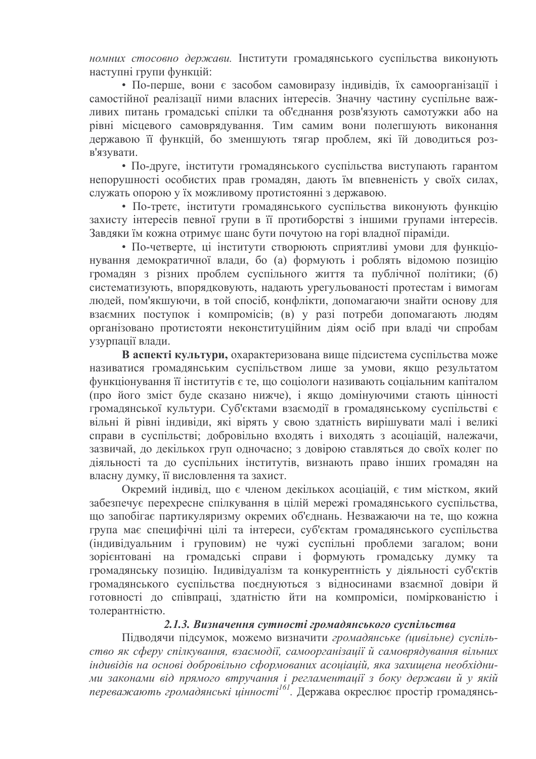*номних стосовно держави.* Інститути громадянського суспільства виконують наступні групи функцій:

• По-перше, вони є засобом самовиразу індивідів, їх самоорганізації і самостійної реалізації ними власних інтересів. Значну частину суспільне важливих питань громадські спілки та об'єднання розв'язують самотужки або на рівні місцевого самоврядування. Тим самим вони полегшують виконання державою її функцій, бо зменшують тягар проблем, які їй доводиться розв'язувати.

• По-друге, інститути громадянського суспільства виступають гарантом непорушності особистих прав громадян, дають їм впевненість у своїх силах, служать опорою у їх можливому протистоянні з державою.

• По-третє, інститути громадянського суспільства виконують функцію захисту інтересів певної групи в її протиборстві з іншими групами інтересів. Завдяки їм кожна отримує шанс бути почутою на горі владної піраміди.

• По-четверте, ці інститути створюють сприятливі умови для функціонування демократичної влади, бо (а) формують і роблять відомою позицію громадян з різних проблем суспільного життя та публічної політики; (б) систематизують, впорядковують, надають урегульованості протестам і вимогам людей, пом'якшуючи, в той спосіб, конфлікти, допомагаючи знайти основу для взаємних поступок і компромісів; (в) у разі потреби допомагають людям організовано протистояти неконституційним діям осіб при владі чи спробам узурпації влади.

**В аспекті культури,** охарактеризована вище підсистема суспільства може називатися громадянським суспільством лише за умови, якщо результатом функціонування її інститутів є те, що соціологи називають соціальним капіталом (про його зміст буде сказано нижче), і якщо домінуючими стають цінності громадянської культури. Суб'єктами взаємодії в громадянському суспільстві є вільні й рівні індивіди, які вірять у свою здатність вирішувати малі і великі справи в суспільстві; добровільно входять і виходять з асоціацій, належачи, зазвичай, до декількох груп одночасно; з довірою ставляться до своїх колег по діяльності та до суспільних інститутів, визнають право інших громадян на власну думку, її висловлення та захист.

Окремий індивід, що є членом декількох асоціацій, є тим містком, який забезпечує перехресне спілкування в цілій мережі громадянського суспільства, що запобігає партикуляризму окремих об'єднань. Незважаючи на те, що кожна група має специфічні цілі та інтереси, суб'єктам громадянського суспільства (індивідуальним і груповим) не чужі суспільні проблеми загалом; вони зорієнтовані на громадські справи і формують громадську думку та громадянську позицію. Індивідуалізм та конкурентність у діяльності суб'єктів громадянського суспільства поєднуються з відносинами взаємної довіри й готовності до співпраці, здатністю йти на компроміси, поміркованістю і толерантністю.

### *2.1.3. Визначення сутності громадянського суспільства*

Підводячи підсумок, можемо визначити *громадянське (цивільне) суспільство як сферу спілкування, взаємодії, самоорганізації й самоврядування вільних індивідів на основі добровільно сформованих асоціацій, яка захищена необхідними законами від прямого втручання і регламентації з боку держави й у якій переважають громадянські цінності*[161]. Держава окреслює простір громадянсь-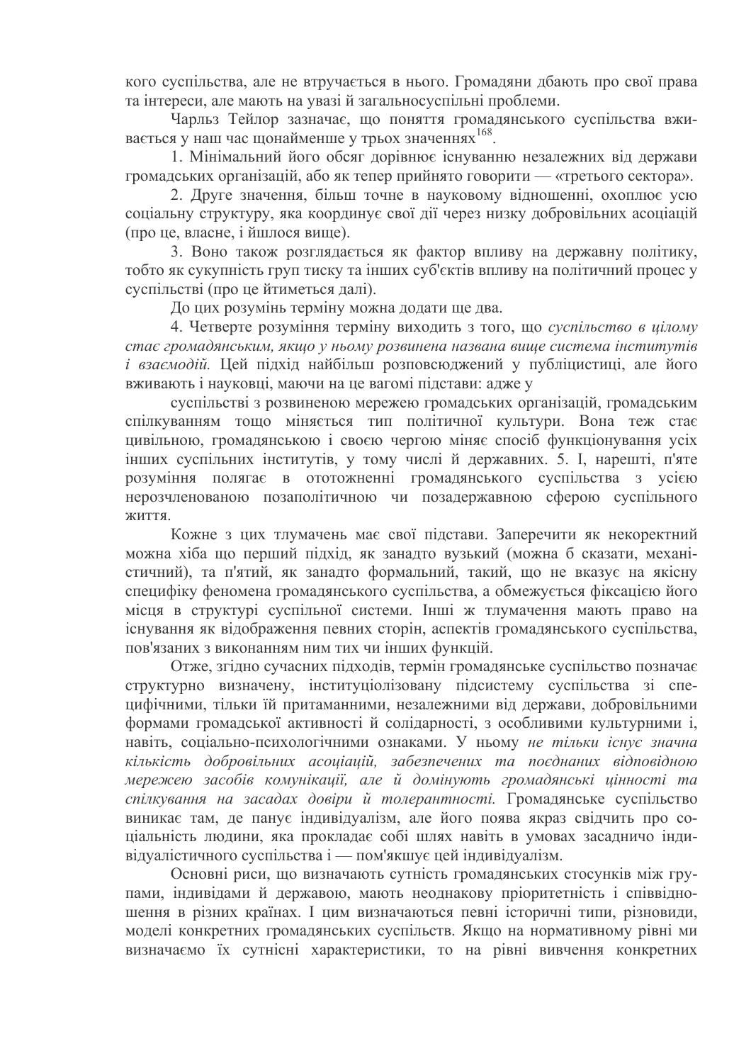кого суспільства, але не втручається в нього. Громадяни дбають про свої права та інтереси, але мають на увазі й загальносуспільні проблеми.

Чарльз Тейлор зазначає, що поняття громадянського суспільства вживається у наш час щонайменше у трьох значеннях[168].

1. Мінімальний його обсяг дорівнює існуванню незалежних від держави громадських організацій, або як тепер прийнято говорити — «третього сектора».

2. Друге значення, більш точне в науковому відношенні, охоплює усю соціальну структуру, яка координує свої дії через низку добровільних асоціацій (про це, власне, і йшлося вище).

3. Воно також розглядається як фактор впливу на державну політику, тобто як сукупність груп тиску та інших суб'єктів впливу на політичний процес у суспільстві (про це йтиметься далі).

До цих розумінь терміну можна додати ще два.

4. Четверте розуміння терміну виходить з того, що *суспільство в цілому стає громадянським, якщо у ньому розвинена названа вище система інститутів і взаємодій.* Цей підхід найбільш розповсюджений у публіцистиці, але його вживають і науковці, маючи на це вагомі підстави: адже у

суспільстві з розвиненою мережею громадських організацій, громадським спілкуванням тощо міняється тип політичної культури. Вона теж стає цивільною, громадянською і своєю чергою міняє спосіб функціонування усіх інших суспільних інститутів, у тому числі й державних. 5. І, нарешті, п'яте розуміння полягає в ототожненні громадянського суспільства з усією нерозчленованою позаполітичною чи позадержавною сферою суспільного життя.

Кожне з цих тлумачень має свої підстави. Заперечити як некоректний можна хіба що перший підхід, як занадто вузький (можна б сказати, механістичний), та п'ятий, як занадто формальний, такий, що не вказує на якісну специфіку феномена громадянського суспільства, а обмежується фіксацією його місця в структурі суспільної системи. Інші ж тлумачення мають право на існування як відображення певних сторін, аспектів громадянського суспільства, пов'язаних з виконанням ним тих чи інших функцій.

Отже, згідно сучасних підходів, термін громадянське суспільство позначає структурно визначену, інституціолізовану підсистему суспільства зі специфічними, тільки їй притаманними, незалежними від держави, добровільними формами громадської активності й солідарності, з особливими культурними і, навіть, соціально-психологічними ознаками. У ньому *не тільки існує значна кількість добровільних асоціацій, забезпечених та поєднаних відповідною мережею засобів комунікації, але й домінують громадянські цінності та спілкування на засадах довіри й толерантності.* Громадянське суспільство виникає там, де панує індивідуалізм, але його поява якраз свідчить про соціальність людини, яка прокладає собі шлях навіть в умовах засадничо індивідуалістичного суспільства і — пом'якшує цей індивідуалізм.

Основні риси, що визначають сутність громадянських стосунків між групами, індивідами й державою, мають неоднакову пріоритетність і співвідношення в різних країнах. І цим визначаються певні історичні типи, різновиди, моделі конкретних громадянських суспільств. Якщо на нормативному рівні ми визначаємо їх сутнісні характеристики, то на рівні вивчення конкретних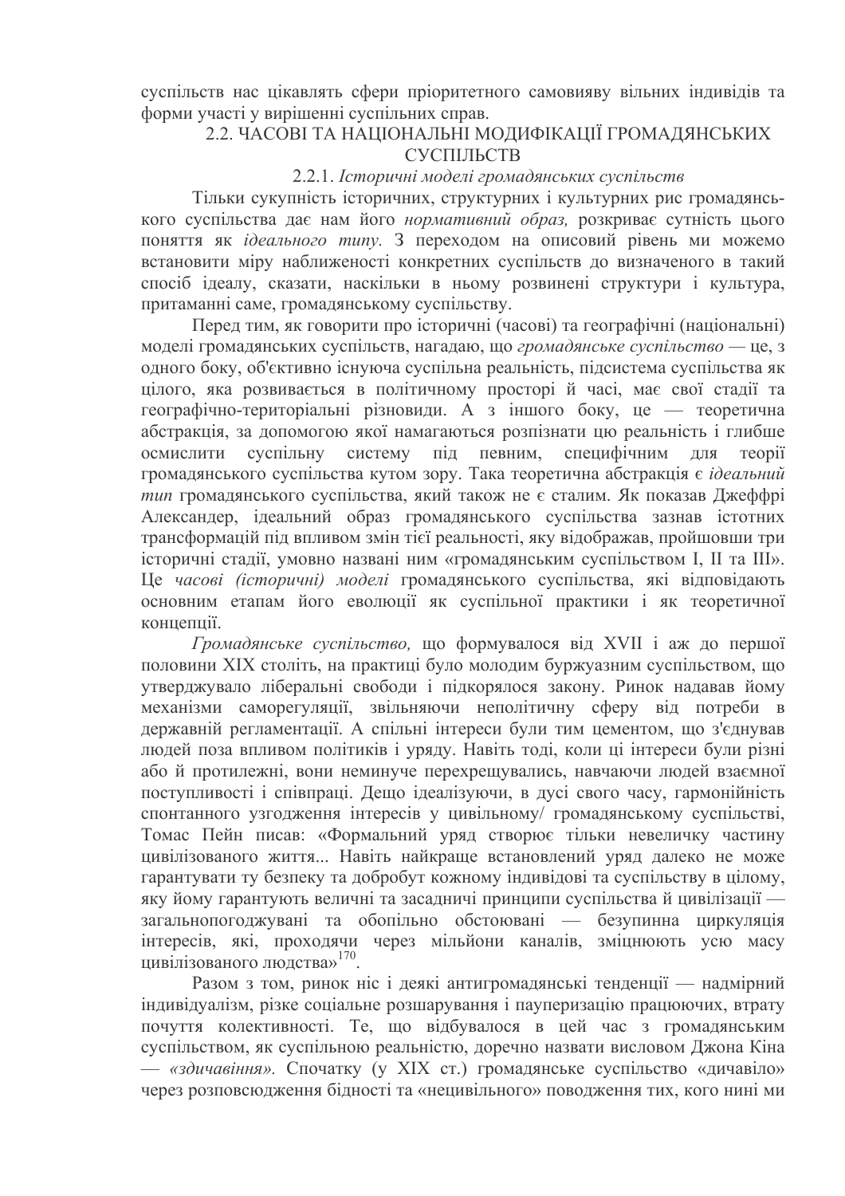суспільств нас цікавлять сфери пріоритетного самовияву вільних індивідів та форми участі у вирішенні суспільних справ.

## 2.2. ЧАСОВІ ТА НАЦІОНАЛЬНІ МОДИФІКАЦІЇ ГРОМАДЯНСЬКИХ СУСПІЛЬСТВ

### 2.2.1. *Історичні моделі громадянських суспільств*

Тільки сукупність історичних, структурних і культурних рис громадянського суспільства дає нам його *нормативний образ,* розкриває сутність цього поняття як *ідеального типу.* З переходом на описовий рівень ми можемо встановити міру наближеності конкретних суспільств до визначеного в такий спосіб ідеалу, сказати, наскільки в ньому розвинені структури і культура, притаманні саме, громадянському суспільству.

Перед тим, як говорити про історичні (часові) та географічні (національні) моделі громадянських суспільств, нагадаю, що *громадянське суспільство* — це, з одного боку, об'єктивно існуюча суспільна реальність, підсистема суспільства як цілого, яка розвивається в політичному просторі й часі, має свої стадії та географічно-територіальні різновиди. А з іншого боку, це — теоретична абстракція, за допомогою якої намагаються розпізнати цю реальність і глибше осмислити суспільну систему під певним, специфічним для теорії громадянського суспільства кутом зору. Така теоретична абстракція є *ідеальний тип* громадянського суспільства, який також не є сталим. Як показав Джеффрі Александер, ідеальний образ громадянського суспільства зазнав істотних трансформацій під впливом змін тієї реальності, яку відображав, пройшовши три історичні стадії, умовно названі ним «громадянським суспільством І, ІІ та ІІІ». Це *часові (історичні) моделі* громадянського суспільства, які відповідають основним етапам його еволюції як суспільної практики і як теоретичної концепції.

*Громадянське суспільство,* що формувалося від XVII і аж до першої половини XIX століть, на практиці було молодим буржуазним суспільством, що утверджувало ліберальні свободи і підкорялося закону. Ринок надавав йому механізми саморегуляції, звільняючи неполітичну сферу від потреби в державній регламентації. А спільні інтереси були тим цементом, що з'єднував людей поза впливом політиків і уряду. Навіть тоді, коли ці інтереси були різні або й протилежні, вони неминуче перехрещувались, навчаючи людей взаємної поступливості і співпраці. Дещо ідеалізуючи, в дусі свого часу, гармонійність спонтанного узгодження інтересів у цивільному/ громадянському суспільстві, Томас Пейн писав: «Формальний уряд створює тільки невеличку частину цивілізованого життя... Навіть найкраще встановлений уряд далеко не може гарантувати ту безпеку та добробут кожному індивідові та суспільству в цілому, яку йому гарантують величні та засадничі принципи суспільства й цивілізації — загальнопогоджувані та обопільно обстоювані — безупинна циркуляція інтересів, які, проходячи через мільйони каналів, зміцнюють усю масу цивілізованого людства»[170].

Разом з том, ринок ніс і деякі антигромадянські тенденції — надмірний індивідуалізм, різке соціальне розшарування і пауперизацію працюючих, втрату почуття колективності. Те, що відбувалося в цей час з громадянським суспільством, як суспільною реальністю, доречно назвати висловом Джона Кіна — *«здичавіння».* Спочатку (у XIX ст.) громадянське суспільство «дичавіло» через розповсюдження бідності та «нецивільного» поводження тих, кого нині ми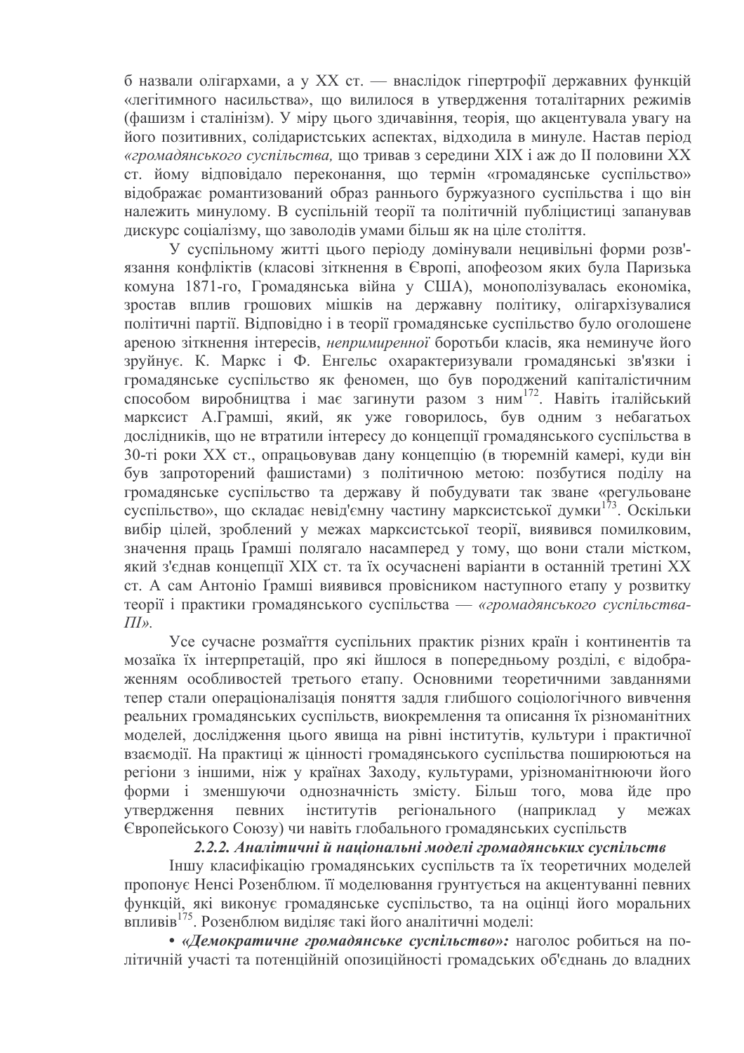б назвали олігархами, а у XX ст. — внаслідок гіпертрофії державних функцій «легітимного насильства», що вилилося в утвердження тоталітарних режимів (фашизм і сталінізм). У міру цього здичавіння, теорія, що акцентувала увагу на його позитивних, солідаристських аспектах, відходила в минуле. Настав період *«громадянського суспільства,* що тривав з середини XIX і аж до II половини XX ст. йому відповідало переконання, що термін «громадянське суспільство» відображає романтизований образ раннього буржуазного суспільства і що він належить минулому. В суспільній теорії та політичній публіцистиці запанував дискурс соціалізму, що заволодів умами більш як на ціле століття.

У суспільному житті цього періоду домінували нецивільні форми розв'язання конфліктів (класові зіткнення в Європі, апофеозом яких була Паризька комуна 1871-го, Громадянська війна у США), монополізувалась економіка, зростав вплив грошових мішків на державну політику, олігархізувалися політичні партії. Відповідно і в теорії громадянське суспільство було оголошене ареною зіткнення інтересів, *непримиренної* боротьби класів, яка неминуче його зруйнує. К. Маркс і Ф. Енгельс охарактеризували громадянські зв'язки і громадянське суспільство як феномен, що був породжений капіталістичним способом виробництва і має загинути разом з ним[172]. Навіть італійський марксист А.Грамші, який, як уже говорилось, був одним з небагатьох дослідників, що не втратили інтересу до концепції громадянського суспільства в 30-ті роки XX ст., опрацьовував дану концепцію (в тюремній камері, куди він був запроторений фашистами) з політичною метою: позбутися поділу на громадянське суспільство та державу й побудувати так зване «регульоване суспільство», що складає невід'ємну частину марксистської думки[173]. Оскільки вибір цілей, зроблений у межах марксистської теорії, виявився помилковим, значення праць Ґрамші полягало насамперед у тому, що вони стали містком, який з'єднав концепції XIX ст. та їх осучаснені варіанти в останній третині XX ст. А сам Антоніо Ґрамші виявився провісником наступного етапу у розвитку теорії і практики громадянського суспільства — *«громадянського суспільства-III».*

Усе сучасне розмаїття суспільних практик різних країн і континентів та мозаїка їх інтерпретацій, про які йшлося в попередньому розділі, є відображенням особливостей третього етапу. Основними теоретичними завданнями тепер стали операціоналізація поняття задля глибшого соціологічного вивчення реальних громадянських суспільств, виокремлення та описання їх різноманітних моделей, дослідження цього явища на рівні інститутів, культури і практичної взаємодії. На практиці ж цінності громадянського суспільства поширюються на регіони з іншими, ніж у країнах Заходу, культурами, урізноманітнюючи його форми і зменшуючи однозначність змісту. Більш того, мова йде про утвердження певних інститутів регіонального (наприклад у межах Європейського Союзу) чи навіть глобального громадянських суспільств

### *2.2.2. Аналітичні й національні моделі громадянських суспільств*

Іншу класифікацію громадянських суспільств та їх теоретичних моделей пропонує Ненсі Розенблюм. її моделювання грунтується на акцентуванні певних функцій, які виконує громадянське суспільство, та на оцінці його моральних впливів[175]. Розенблюм виділяє такі його аналітичні моделі:

• ***«Демократичне громадянське суспільство»:*** наголос робиться на політичній участі та потенційній опозиційності громадських об'єднань до владних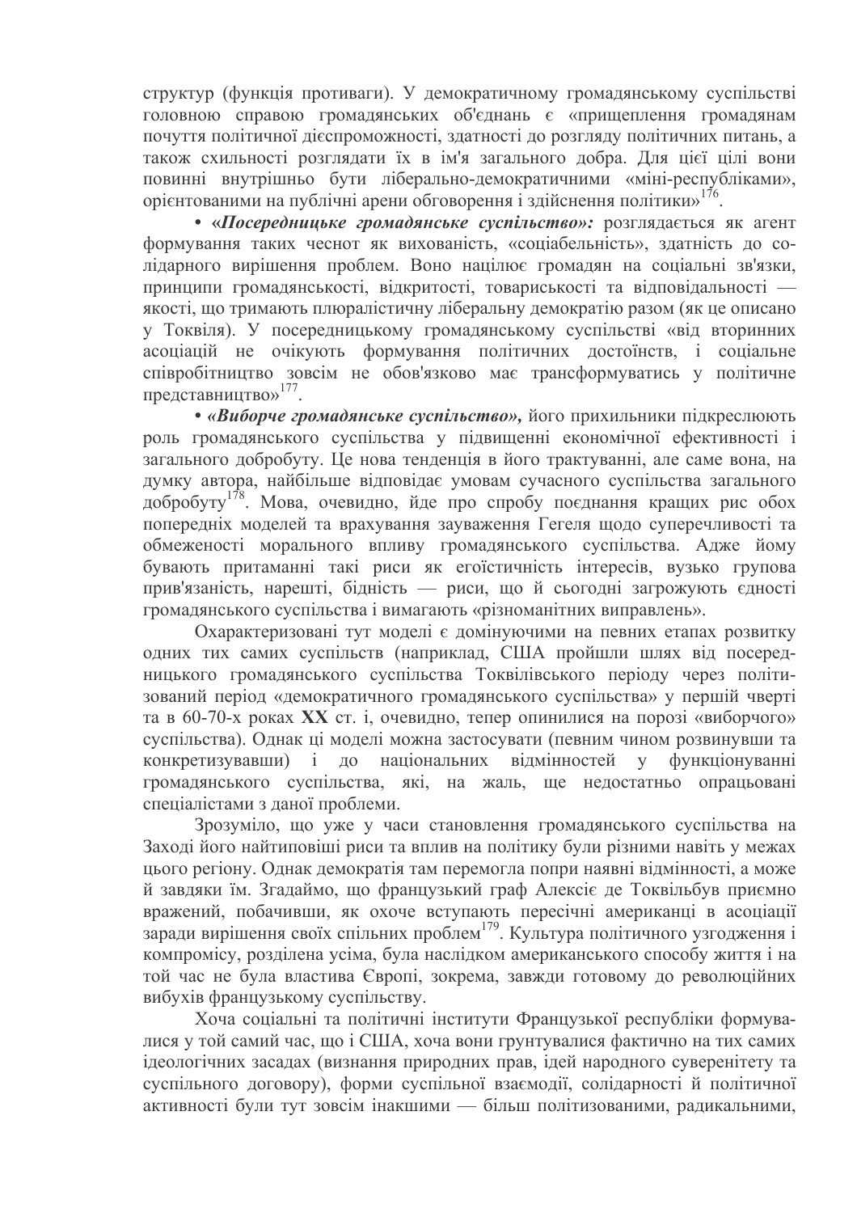структур (функція противаги). У демократичному громадянському суспільстві головною справою громадянських об'єднань є «прищеплення громадянам почуття політичної дієспроможності, здатності до розгляду політичних питань, а також схильності розглядати їх в ім'я загального добра. Для цієї цілі вони повинні внутрішньо бути ліберально-демократичними «міні-республіками», орієнтованими на публічні арени обговорення і здійснення політики»[176].

• ***«Посередницьке громадянське суспільство»:*** розглядається як агент формування таких чеснот як вихованість, «соціабельність», здатність до солідарного вирішення проблем. Воно націлює громадян на соціальні зв'язки, принципи громадянськості, відкритості, товариськості та відповідальності — якості, що тримають плюралістичну ліберальну демократію разом (як це описано у Токвіля). У посередницькому громадянському суспільстві «від вторинних асоціацій не очікують формування політичних достоїнств, і соціальне співробітництво зовсім не обов'язково має трансформуватись у політичне представництво»[177].

• ***«Виборче громадянське суспільство»,*** його прихильники підкреслюють роль громадянського суспільства у підвищенні економічної ефективності і загального добробуту. Це нова тенденція в його трактуванні, але саме вона, на думку автора, найбільше відповідає умовам сучасного суспільства загального добробуту[178]. Мова, очевидно, йде про спробу поєднання кращих рис обох попередніх моделей та врахування зауваження Гегеля щодо суперечливості та обмеженості морального впливу громадянського суспільства. Адже йому бувають притаманні такі риси як егоїстичність інтересів, вузько групова прив'язаність, нарешті, бідність — риси, що й сьогодні загрожують єдності громадянського суспільства і вимагають «різноманітних виправлень».

Охарактеризовані тут моделі є домінуючими на певних етапах розвитку одних тих самих суспільств (наприклад, США пройшли шлях від посередницького громадянського суспільства Токвілівського періоду через політизований період «демократичного громадянського суспільства» у першій чверті та в 60-70-х роках **XX** ст. і, очевидно, тепер опинилися на порозі «виборчого» суспільства). Однак ці моделі можна застосувати (певним чином розвинувши та конкретизувавши) і до національних відмінностей у функціонуванні громадянського суспільства, які, на жаль, ще недостатньо опрацьовані спеціалістами з даної проблеми.

Зрозуміло, що уже у часи становлення громадянського суспільства на Заході його найтиповіші риси та вплив на політику були різними навіть у межах цього регіону. Однак демократія там перемогла попри наявні відмінності, а може й завдяки їм. Згадаймо, що французький граф Алексіє де Токвільбув приємно вражений, побачивши, як охоче вступають пересічні американці в асоціації заради вирішення своїх спільних проблем[179]. Культура політичного узгодження і компромісу, розділена усіма, була наслідком американського способу життя і на той час не була властива Європі, зокрема, завжди готовому до революційних вибухів французькому суспільству.

Хоча соціальні та політичні інститути Французької республіки формувалися у той самий час, що і США, хоча вони грунтувалися фактично на тих самих ідеологічних засадах (визнання природних прав, ідей народного суверенітету та суспільного договору), форми суспільної взаємодії, солідарності й політичної активності були тут зовсім інакшими — більш політизованими, радикальними,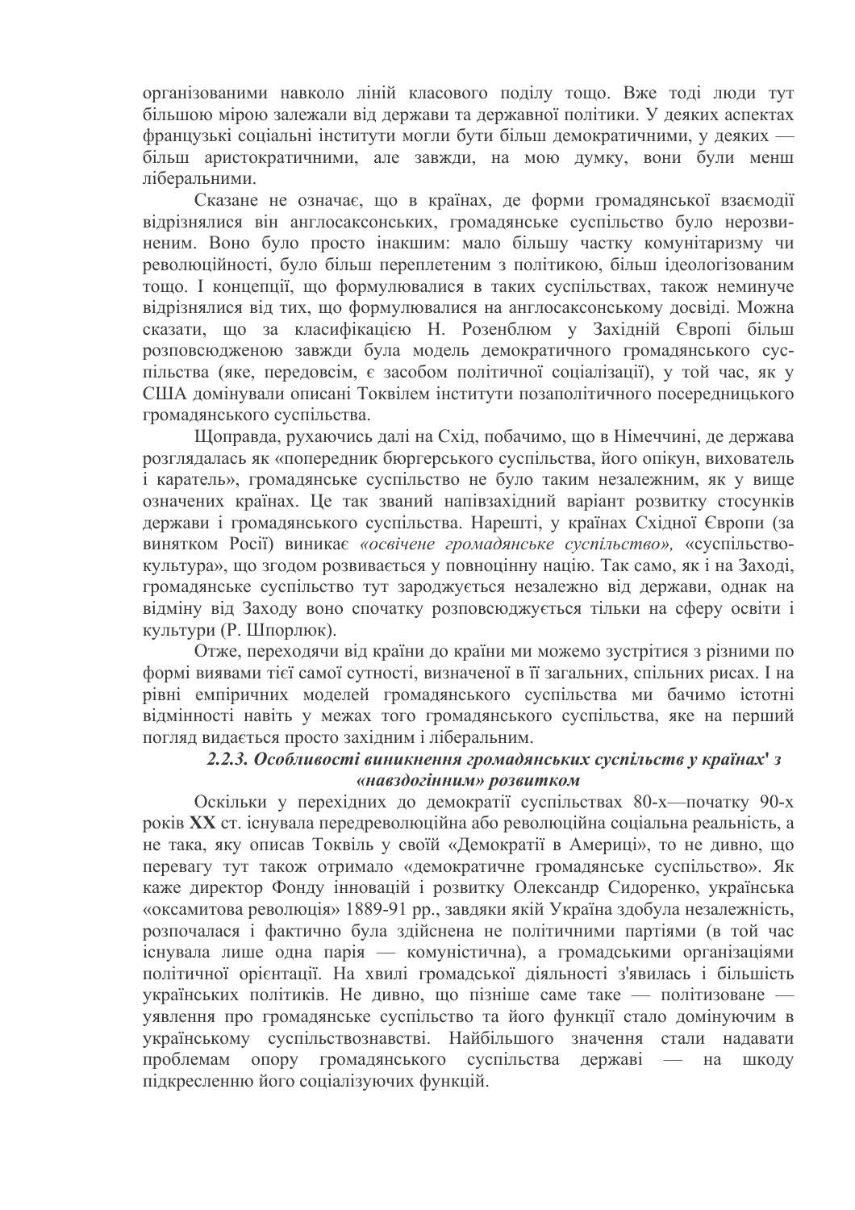організованими навколо ліній класового поділу тощо. Вже тоді люди тут більшою мірою залежали від держави та державної політики. У деяких аспектах французькі соціальні інститути могли бути більш демократичними, у деяких — більш аристократичними, але завжди, на мою думку, вони були менш ліберальними.

Сказане не означає, що в країнах, де форми громадянської взаємодії відрізнялися він англосаксонських, громадянське суспільство було нерозвиненим. Воно було просто інакшим: мало більшу частку комунітаризму чи революційності, було більш переплетеним з політикою, більш ідеологізованим тощо. І концепції, що формулювалися в таких суспільствах, також неминуче відрізнялися від тих, що формулювалися на англосаксонському досвіді. Можна сказати, що за класифікацією Н. Розенблюм у Західній Європі більш розповсюдженою завжди була модель демократичного громадянського суспільства (яке, передовсім, є засобом політичної соціалізації), у той час, як у США домінували описані Токвілем інститути позаполітичного посередницького громадянського суспільства.

Щоправда, рухаючись далі на Схід, побачимо, що в Німеччині, де держава розглядалась як «попередник бюргерського суспільства, його опікун, вихователь і каратель», громадянське суспільство не було таким незалежним, як у вище означених країнах. Це так званий напівзахідний варіант розвитку стосунків держави і громадянського суспільства. Нарешті, у країнах Східної Європи (за винятком Росії) виникає *«освічене громадянське суспільство»,* «суспільство-культура», що згодом розвивається у повноцінну націю. Так само, як і на Заході, громадянське суспільство тут зароджується незалежно від держави, однак на відміну від Заходу воно спочатку розповсюджується тільки на сферу освіти і культури (Р. Шпорлюк).

Отже, переходячи від країни до країни ми можемо зустрітися з різними по формі виявами тієї самої сутності, визначеної в її загальних, спільних рисах. І на рівні емпіричних моделей громадянського суспільства ми бачимо істотні відмінності навіть у межах того громадянського суспільства, яке на перший погляд видається просто західним і ліберальним.

### *2.2.3. Особливості виникнення громадянських суспільств у країнах' з «навздогінним» розвитком*

Оскільки у перехідних до демократії суспільствах 80-х—початку 90-х років **XX** ст. існувала передреволюційна або революційна соціальна реальність, а не така, яку описав Токвіль у своїй «Демократії в Америці», то не дивно, що перевагу тут також отримало «демократичне громадянське суспільство». Як каже директор Фонду інновацій і розвитку Олександр Сидоренко, українська «оксамитова революція» 1889-91 рр., завдяки якій Україна здобула незалежність, розпочалася і фактично була здійснена не політичними партіями (в той час існувала лише одна парія — комуністична), а громадськими організаціями політичної орієнтації. На хвилі громадської діяльності з'явилась і більшість українських політиків. Не дивно, що пізніше саме таке — політизоване — уявлення про громадянське суспільство та його функції стало домінуючим в українському суспільствознавстві. Найбільшого значення стали надавати проблемам опору громадянського суспільства державі — на шкоду підкресленню його соціалізуючих функцій.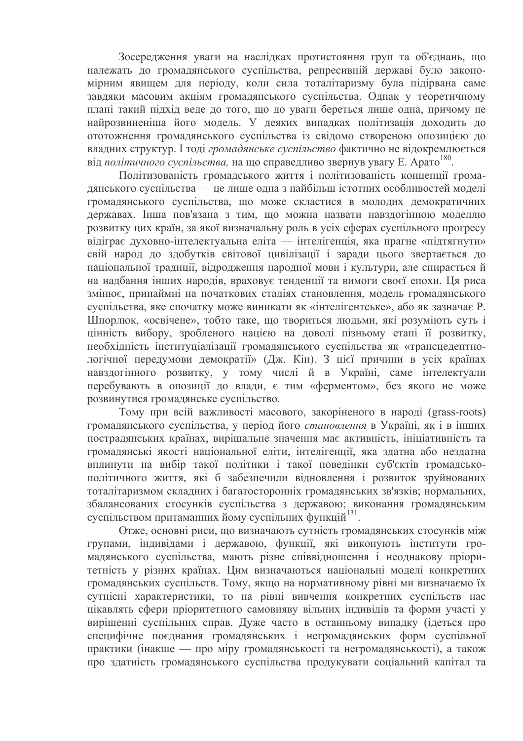Зосередження уваги на наслідках протистояння груп та об'єднань, що належать до громадянського суспільства, репресивній державі було закономірним явищем для періоду, коли сила тоталітаризму була підірвана саме завдяки масовим акціям громадянського суспільства. Однак у теоретичному плані такий підхід веде до того, що до уваги береться лише одна, причому не найрозвиненіша його модель. У деяких випадках політизація доходить до ототожнення громадянського суспільства із свідомо створеною опозицією до владних структур. І тоді *громадянське суспільство* фактично не відокремлюється від *політичного суспільства,* на що справедливо звернув увагу Е. Арато[180].

Політизованість громадського життя і політизованість концепції громадянського суспільства — це лише одна з найбільш істотних особливостей моделі громадянського суспільства, що може скластися в молодих демократичних державах. Інша пов'язана з тим, що можна назвати навздогінною моделлю розвитку цих країн, за якої визначальну роль в усіх сферах суспільного прогресу відіграє духовно-інтелектуальна еліта — інтелігенція, яка прагне «підтягнути» свій народ до здобутків світової цивілізації і заради цього звертається до національної традиції, відродження народної мови і культури, але спирається й на надбання інших народів, враховує тенденції та вимоги своєї епохи. Ця риса змінює, принаймні на початкових стадіях становлення, модель громадянського суспільства, яке спочатку може виникати як «інтелігентське», або як зазначає Р. Шпорлюк, «освічене», тобто таке, що твориться людьми, які розуміють суть і цінність вибору, зробленого нацією на доволі пізньому етапі її розвитку, необхідність інституціалізації громадянського суспільства як «трансцедентнологічної передумови демократії» (Дж. Кін). З цієї причини в усіх країнах навздогінного розвитку, у тому числі й в Україні, саме інтелектуали перебувають в опозиції до влади, є тим «ферментом», без якого не може розвинутися громадянське суспільство.

Тому при всій важливості масового, закоріненого в народі (grass-roots) громадянського суспільства, у період його *становлення* в Україні, як і в інших пострадянських країнах, вирішальне значення має активність, ініціативність та громадянські якості національної еліти, інтелігенції, яка здатна або нездатна вплинути на вибір такої політики і такої поведінки суб'єктів громадсько-політичного життя, які б забезпечили відновлення і розвиток зруйнованих тоталітаризмом складних і багатосторонніх громадянських зв'язків; нормальних, збалансованих стосунків суспільства з державою; виконання громадянським суспільством притаманних йому суспільних функцій[131].

Отже, основні риси, що визначають сутність громадянських стосунків між групами, індивідами і державою, функції, які виконують інститути громадянського суспільства, мають різне співвідношення і неоднакову пріоритетність у різних країнах. Цим визначаються національні моделі конкретних громадянських суспільств. Тому, якщо на нормативному рівні ми визначаємо їх сутнісні характеристики, то на рівні вивчення конкретних суспільств нас цікавлять сфери пріоритетного самовияву вільних індивідів та форми участі у вирішенні суспільних справ. Дуже часто в останньому випадку (ідеться про специфічне поєднання громадянських і негромадянських форм суспільної практики (інакше — про міру громадянськості та негромадянськості), а також про здатність громадянського суспільства продукувати соціальний капітал та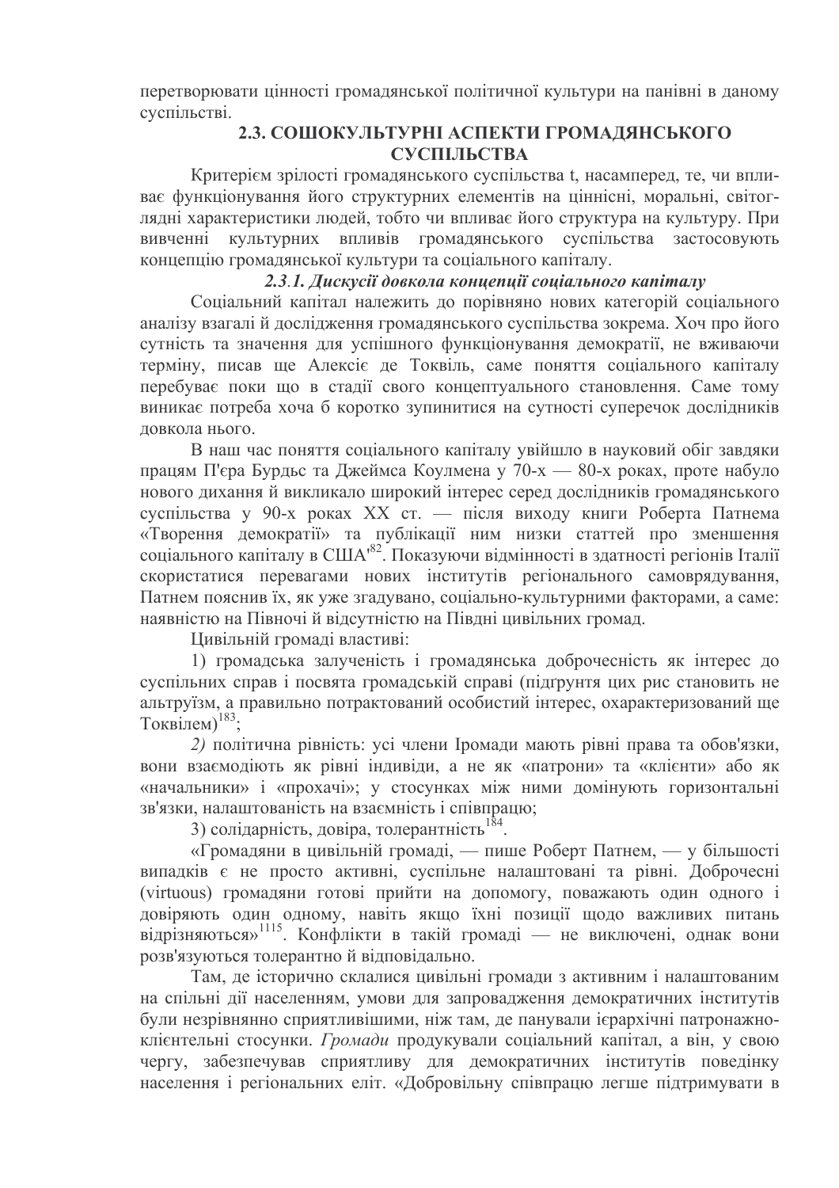перетворювати цінності громадянської політичної культури на панівні в даному суспільстві.

## 2.3. СОШОКУЛЬТУРНІ АСПЕКТИ ГРОМАДЯНСЬКОГО СУСПІЛЬСТВА

Критерієм зрілості громадянського суспільства t, насамперед, те, чи впливає функціонування його структурних елементів на ціннісні, моральні, світоглядні характеристики людей, тобто чи впливає його структура на культуру. При вивченні культурних впливів громадянського суспільства застосовують концепцію громадянської культури та соціального капіталу.

### *2.3.1. Дискусії довкола концепції соціального капіталу*

Соціальний капітал належить до порівняно нових категорій соціального аналізу взагалі й дослідження громадянського суспільства зокрема. Хоч про його сутність та значення для успішного функціонування демократії, не вживаючи терміну, писав ще Алексіє де Токвіль, саме поняття соціального капіталу перебуває поки що в стадії свого концептуального становлення. Саме тому виникає потреба хоча б коротко зупинитися на сутності суперечок дослідників довкола нього.

В наш час поняття соціального капіталу увійшло в науковий обіг завдяки працям П'єра Бурдьє та Джеймса Коулмена у 70-х — 80-х роках, проте набуло нового дихання й викликало широкий інтерес серед дослідників громадянського суспільства у 90-х роках XX ст. — після виходу книги Роберта Патнема «Творення демократії» та публікації ним низки статтей про зменшення соціального капіталу в США[182]. Показуючи відмінності в здатності регіонів Італії скористатися перевагами нових інститутів регіонального самоврядування, Патнем пояснив їх, як уже згадувано, соціально-культурними факторами, а саме: наявністю на Півночі й відсутністю на Півдні цивільних громад.

Цивільній громаді властиві:

1) громадська залученість і громадянська доброчесність як інтерес до суспільних справ і посвята громадській справі (підґрунтя цих рис становить не альтруїзм, а правильно потрактований особистий інтерес, охарактеризований ще Токвілем)[183];

*2)* політична рівність: усі члени Іромади мають рівні права та обов'язки, вони взаємодіють як рівні індивіди, а не як «патрони» та «клієнти» або як «начальники» і «прохачі»; у стосунках між ними домінують горизонтальні зв'язки, налаштованість на взаємність і співпрацю;

3) солідарність, довіра, толерантність[184].

«Громадяни в цивільній громаді, — пише Роберт Патнем, — у більшості випадків є не просто активні, суспільне налаштовані та рівні. Доброчесні (virtuous) громадяни готові прийти на допомогу, поважають один одного і довіряють один одному, навіть якщо їхні позиції щодо важливих питань відрізняються»[1115]. Конфлікти в такій громаді — не виключені, однак вони розв'язуються толерантно й відповідально.

Там, де історично склалися цивільні громади з активним і налаштованим на спільні дії населенням, умови для запровадження демократичних інститутів були незрівнянно сприятливішими, ніж там, де панували ієрархічні патронажно-клієнтельні стосунки. *Громади* продукували соціальний капітал, а він, у свою чергу, забезпечував сприятливу для демократичних інститутів поведінку населення і регіональних еліт. «Добровільну співпрацю легше підтримувати в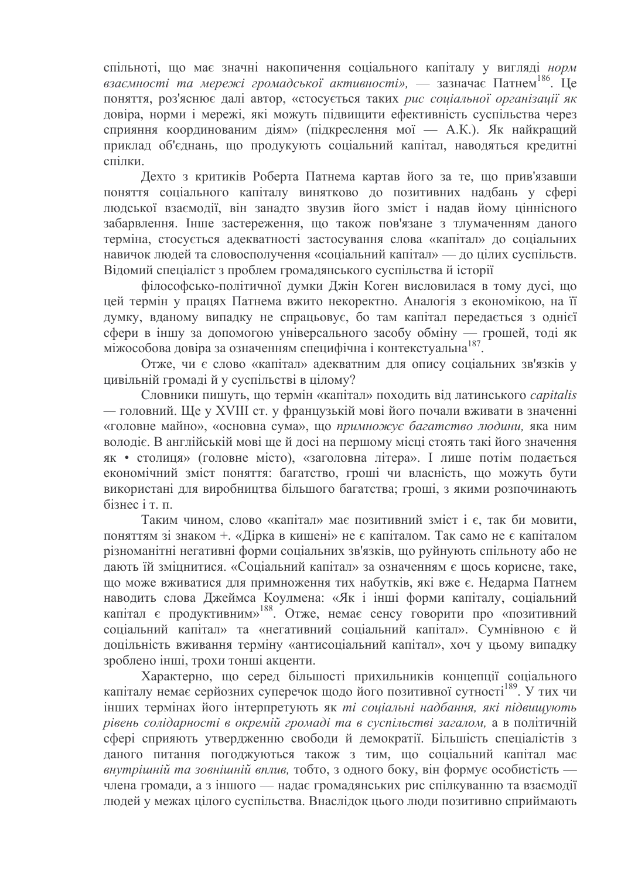спільноті, що має значні накопичення соціального капіталу у вигляді *норм взаємності та мережі громадської активності»,* — зазначає Патнем[186]. Це поняття, роз'яснює далі автор, «стосується таких *рис соціальної організації як* довіра, норми і мережі, які можуть підвищити ефективність суспільства через сприяння координованим діям» (підкреслення мої — А.К.). Як найкращий приклад об'єднань, що продукують соціальний капітал, наводяться кредитні спілки.

Дехто з критиків Роберта Патнема картав його за те, що прив'язавши поняття соціального капіталу винятково до позитивних надбань у сфері людської взаємодії, він занадто звузив його зміст і надав йому ціннісного забарвлення. Інше застереження, що також пов'язане з тлумаченням даного терміна, стосується адекватності застосування слова «капітал» до соціальних навичок людей та словосполучення «соціальний капітал» — до цілих суспільств. Відомий спеціаліст з проблем громадянського суспільства й історії

філософсько-політичної думки Джін Коген висловилася в тому дусі, що цей термін у працях Патнема вжито некоректно. Аналогія з економікою, на її думку, вданому випадку не спрацьовує, бо там капітал передається з однієї сфери в іншу за допомогою універсального засобу обміну — грошей, тоді як міжособова довіра за означенням специфічна і контекстуальна[187].

Отже, чи є слово «капітал» адекватним для опису соціальних зв'язків у цивільній громаді й у суспільстві в цілому?

Словники пишуть, що термін «капітал» походить від латинського *capitalis* — головний. Ще у XVIII ст. у французькій мові його почали вживати в значенні «головне майно», «основна сума», що *примножує багатство людини,* яка ним володіє. В англійській мові ще й досі на першому місці стоять такі його значення як • столиця» (головне місто), «заголовна літера». І лише потім подається економічний зміст поняття: багатство, гроші чи власність, що можуть бути використані для виробництва більшого багатства; гроші, з якими розпочинають бізнес і т. п.

Таким чином, слово «капітал» має позитивний зміст і є, так би мовити, поняттям зі знаком +. «Дірка в кишені» не є капіталом. Так само не є капіталом різноманітні негативні форми соціальних зв'язків, що руйнують спільноту або не дають їй зміцнитися. «Соціальний капітал» за означенням є щось корисне, таке, що може вживатися для примноження тих набутків, які вже є. Недарма Патнем наводить слова Джеймса Коулмена: «Як і інші форми капіталу, соціальний капітал є продуктивним»[188]. Отже, немає сенсу говорити про «позитивний соціальний капітал» та «негативний соціальний капітал». Сумнівною є й доцільність вживання терміну «антисоціальний капітал», хоч у цьому випадку зроблено інші, трохи тонші акценти.

Характерно, що серед більшості прихильників концепції соціального капіталу немає серйозних суперечок щодо його позитивної сутності[189]. У тих чи інших термінах його інтерпретують як *ті соціальні надбання, які підвищують рівень солідарності в окремій громаді та в суспільстві загалом,* а в політичній сфері сприяють утвердженню свободи й демократії. Більшість спеціалістів з даного питання погоджуються також з тим, що соціальний капітал має *внутрішній та зовнішній вплив,* тобто, з одного боку, він формує особистість — члена громади, а з іншого — надає громадянських рис спілкуванню та взаємодії людей у межах цілого суспільства. Внаслідок цього люди позитивно сприймають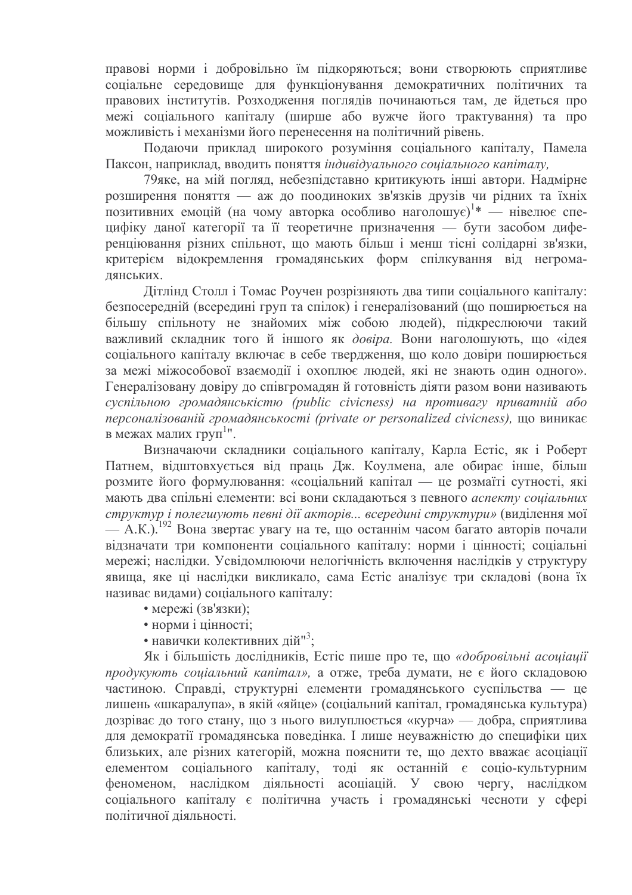правові норми і добровільно їм підкоряються; вони створюють сприятливе соціальне середовище для функціонування демократичних політичних та правових інститутів. Розходження поглядів починаються там, де йдеться про межі соціального капіталу (ширше або вужче його трактування) та про можливість і механізми його перенесення на політичний рівень.

Подаючи приклад широкого розуміння соціального капіталу, Памела Паксон, наприклад, вводить поняття *індивідуального соціального капіталу,*

79яке, на мій погляд, небезпідставно критикують інші автори. Надмірне розширення поняття — аж до поодиноких зв'язків друзів чи рідних та їхніх позитивних емоцій (на чому авторка особливо наголошує)[1]* — нівелює специфіку даної категорії та її теоретичне призначення — бути засобом диференціювання різних спільнот, що мають більш і менш тісні солідарні зв'язки, критерієм відокремлення громадянських форм спілкування від негромадянських.

Дітлінд Столл і Томас Роучен розрізняють два типи соціального капіталу: безпосередній (всередині груп та спілок) і генералізований (що поширюється на більшу спільноту не знайомих між собою людей), підкреслюючи такий важливий складник того й іншого як *довіра.* Вони наголошують, що «ідея соціального капіталу включає в себе твердження, що коло довіри поширюється за межі міжособової взаємодії і охоплює людей, які не знають один одного». Генералізовану довіру до співгромадян й готовність діяти разом вони називають *суспільною громадянськістю (public civicness) на противагу приватній або персоналізованій громадянськості (private or personalized civicness),* що виникає в межах малих груп[1]".

Визначаючи складники соціального капіталу, Карла Естіс, як і Роберт Патнем, відштовхується від праць Дж. Коулмена, але обирає інше, більш розмите його формулювання: «соціальний капітал — це розмаїті сутності, які мають два спільні елементи: всі вони складаються з певного *аспекту соціальних структур і полегшують певні дії акторів... всередині структури»* (виділення мої — А.К.).[192] Вона звертає увагу на те, що останнім часом багато авторів почали відзначати три компоненти соціального капіталу: норми і цінності; соціальні мережі; наслідки. Усвідомлюючи нелогічність включення наслідків у структуру явища, яке ці наслідки викликало, сама Естіс аналізує три складові (вона їх називає видами) соціального капіталу:

- мережі (зв'язки);
- норми і цінності;
- навички колективних дій"[3];

Як і більшість дослідників, Естіс пише про те, що *«добровільні асоціації продукують соціальний капітал»,* а отже, треба думати, не є його складовою частиною. Справді, структурні елементи громадянського суспільства — це лишень «шкаралупа», в якій «яйце» (соціальний капітал, громадянська культура) дозріває до того стану, що з нього вилуплюється «курча» — добра, сприятлива для демократії громадянська поведінка. І лише неуважністю до специфіки цих близьких, але різних категорій, можна пояснити те, що дехто вважає асоціації елементом соціального капіталу, тоді як останній є соціо-культурним феноменом, наслідком діяльності асоціацій. У свою чергу, наслідком соціального капіталу є політична участь і громадянські чесноти у сфері політичної діяльності.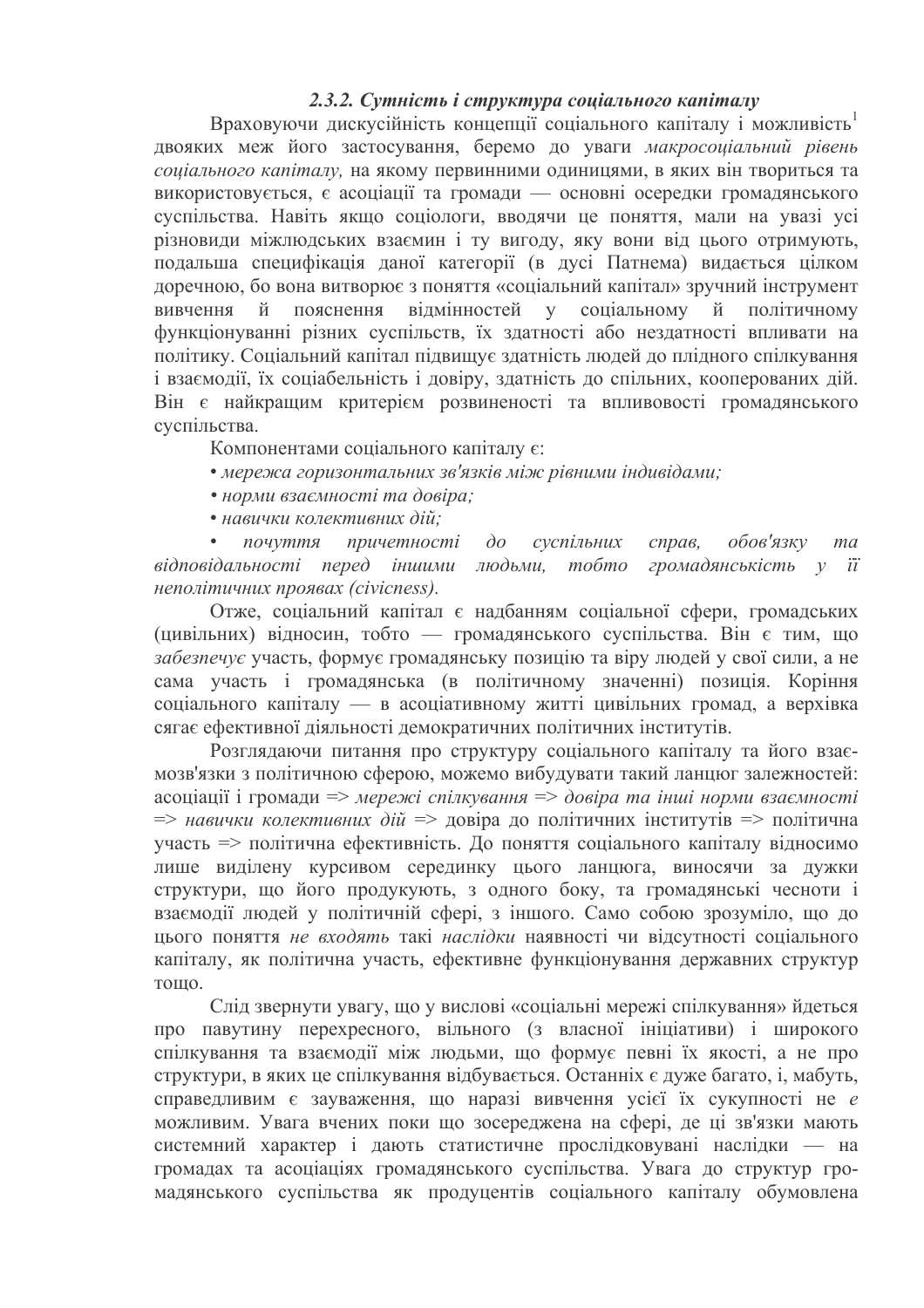### *2.3.2. Сутність і структура соціального капіталу*

Враховуючи дискусійність концепції соціального капіталу і можливість[1] двояких меж його застосування, беремо до уваги *макросоціальний рівень соціального капіталу,* на якому первинними одиницями, в яких він твориться та використовується, є асоціації та громади — основні осередки громадянського суспільства. Навіть якщо соціологи, вводячи це поняття, мали на увазі усі різновиди міжлюдських взаємин і ту вигоду, яку вони від цього отримують, подальша специфікація даної категорії (в дусі Патнема) видається цілком доречною, бо вона витворює з поняття «соціальний капітал» зручний інструмент вивчення й пояснення відмінностей у соціальному й політичному функціонуванні різних суспільств, їх здатності або нездатності впливати на політику. Соціальний капітал підвищує здатність людей до плідного спілкування і взаємодії, їх соціабельність і довіру, здатність до спільних, кооперованих дій. Він є найкращим критерієм розвиненості та впливовості громадянського суспільства.

Компонентами соціального капіталу є:

- *мережа горизонтальних зв'язків між рівними індивідами;*
- *норми взаємності та довіра;*
- *навички колективних дій;*
- *почуття причетності до суспільних справ, обов'язку та відповідальності перед іншими людьми, тобто громадянськість у її неполітичних проявах (civicness).*

Отже, соціальний капітал є надбанням соціальної сфери, громадських (цивільних) відносин, тобто — громадянського суспільства. Він є тим, що *забезпечує* участь, формує громадянську позицію та віру людей у свої сили, а не сама участь і громадянська (в політичному значенні) позиція. Коріння соціального капіталу — в асоціативному житті цивільних громад, а верхівка сягає ефективної діяльності демократичних політичних інститутів.

Розглядаючи питання про структуру соціального капіталу та його взаємозв'язки з політичною сферою, можемо вибудувати такий ланцюг залежностей: асоціації і громади => *мережі спілкування => довіра та інші норми взаємності => навички колективних дій* => довіра до політичних інститутів => політична участь => політична ефективність. До поняття соціального капіталу відносимо лише виділену курсивом серединку цього ланцюга, виносячи за дужки структури, що його продукують, з одного боку, та громадянські чесноти і взаємодії людей у політичній сфері, з іншого. Само собою зрозуміло, що до цього поняття *не входять* такі *наслідки* наявності чи відсутності соціального капіталу, як політична участь, ефективне функціонування державних структур тощо.

Слід звернути увагу, що у вислові «соціальні мережі спілкування» йдеться про павутину перехресного, вільного (з власної ініціативи) і широкого спілкування та взаємодії між людьми, що формує певні їх якості, а не про структури, в яких це спілкування відбувається. Останніх є дуже багато, і, мабуть, справедливим є зауваження, що наразі вивчення усієї їх сукупності не *є* можливим. Увага вчених поки що зосереджена на сфері, де ці зв'язки мають системний характер і дають статистичне прослідковувані наслідки — на громадах та асоціаціях громадянського суспільства. Увага до структур громадянського суспільства як продуцентів соціального капіталу обумовлена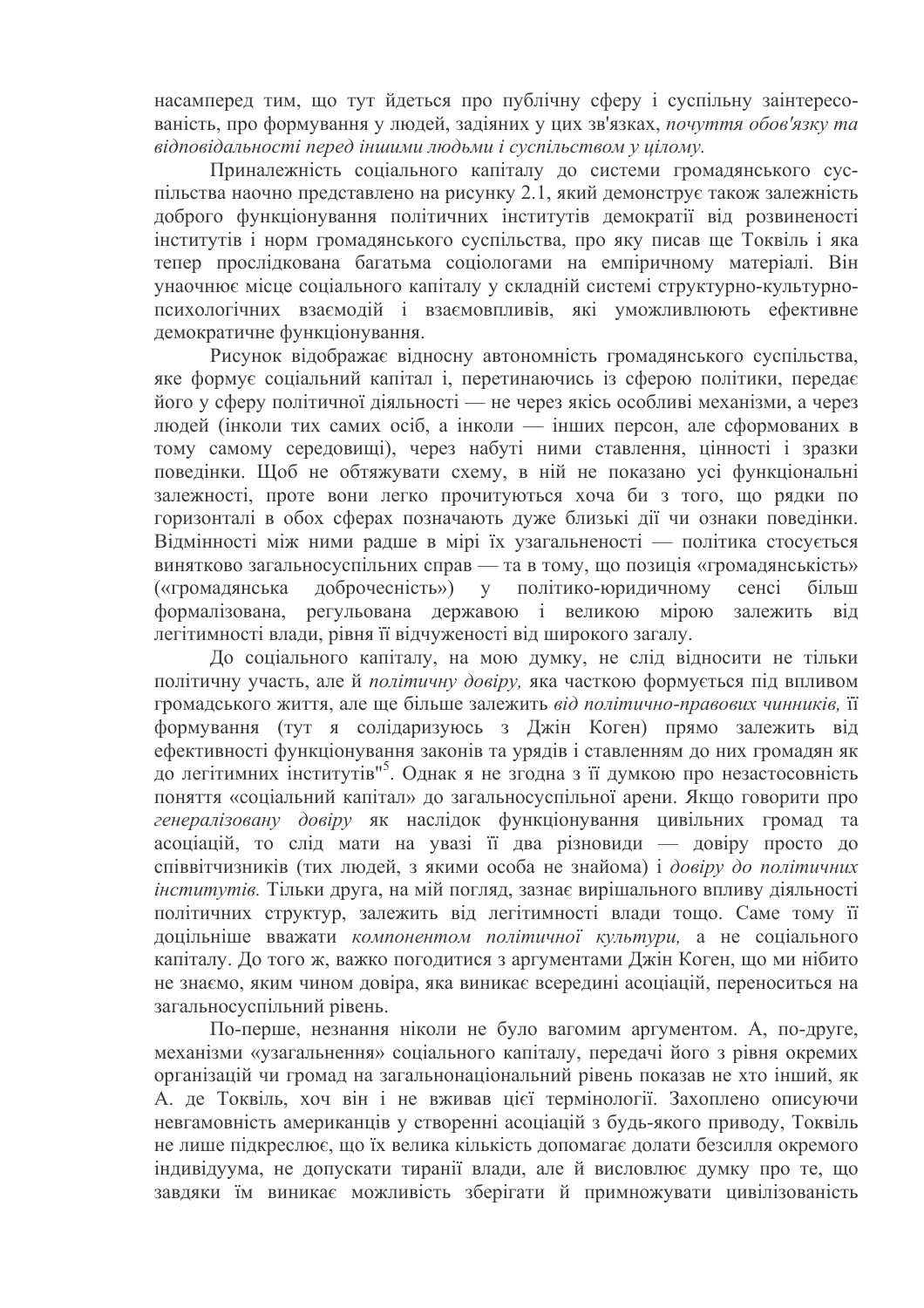насамперед тим, що тут йдеться про публічну сферу і суспільну заінтересованість, про формування у людей, задіяних у цих зв'язках, *почуття обов'язку та відповідальності перед іншими людьми і суспільством у цілому.*

Приналежність соціального капіталу до системи громадянського суспільства наочно представлено на рисунку 2.1, який демонструє також залежність доброго функціонування політичних інститутів демократії від розвиненості інститутів і норм громадянського суспільства, про яку писав ще Токвіль і яка тепер прослідкована багатьма соціологами на емпіричному матеріалі. Він унаочнює місце соціального капіталу у складній системі структурно-культурно-психологічних взаємодій і взаємовпливів, які уможливлюють ефективне демократичне функціонування.

Рисунок відображає відносну автономність громадянського суспільства, яке формує соціальний капітал і, перетинаючись із сферою політики, передає його у сферу політичної діяльності — не через якісь особливі механізми, а через людей (інколи тих самих осіб, а інколи — інших персон, але сформованих в тому самому середовищі), через набуті ними ставлення, цінності і зразки поведінки. Щоб не обтяжувати схему, в ній не показано усі функціональні залежності, проте вони легко прочитуються хоча би з того, що рядки по горизонталі в обох сферах позначають дуже близькі дії чи ознаки поведінки. Відмінності між ними радше в мірі їх узагальненості — політика стосується виключно загальносуспільних справ — та в тому, що позиція «громадянськість» («громадянська доброчесність») у політико-юридичному сенсі більш формалізована, регульована державою і великою мірою залежить від легітимності влади, рівня її відчуженості від широкого загалу.

До соціального капіталу, на мою думку, не слід відносити не тільки політичну участь, але й *політичну довіру,* яка часткою формується під впливом громадського життя, але ще більше залежить *від політично-правових чинників,* її формування (тут я солідаризуюсь з Джін Коген) прямо залежить від ефективності функціонування законів та урядів і ставленням до них громадян як до легітимних інститутів"[5]. Однак я не згодна з її думкою про незастосовність поняття «соціальний капітал» до загальносуспільної арени. Якщо говорити про *генералізовану довіру* як наслідок функціонування цивільних громад та асоціацій, то слід мати на увазі її два різновиди — довіру просто до співвітчизників (тих людей, з якими особа не знайома) і *довіру до політичних інститутів.* Тільки друга, на мій погляд, зазнає вирішального впливу діяльності політичних структур, залежить від легітимності влади тощо. Саме тому її доцільніше вважати *компонентом політичної культури,* а не соціального капіталу. До того ж, важко погодитися з аргументами Джін Коген, що ми нібито не знаємо, яким чином довіра, яка виникає всередині асоціацій, переноситься на загальносуспільний рівень.

По-перше, незнання ніколи не було вагомим аргументом. А, по-друге, механізми «узагальнення» соціального капіталу, передачі його з рівня окремих організацій чи громад на загальнонаціональний рівень показав не хто інший, як А. де Токвіль, хоч він і не вживав цієї термінології. Захоплено описуючи невгамовність американців у створенні асоціацій з будь-якого приводу, Токвіль не лише підкреслює, що їх велика кількість допомагає долати безсилля окремого індивідуума, не допускати тиранії влади, але й висловлює думку про те, що завдяки їм виникає можливість зберігати й примножувати цивілізованість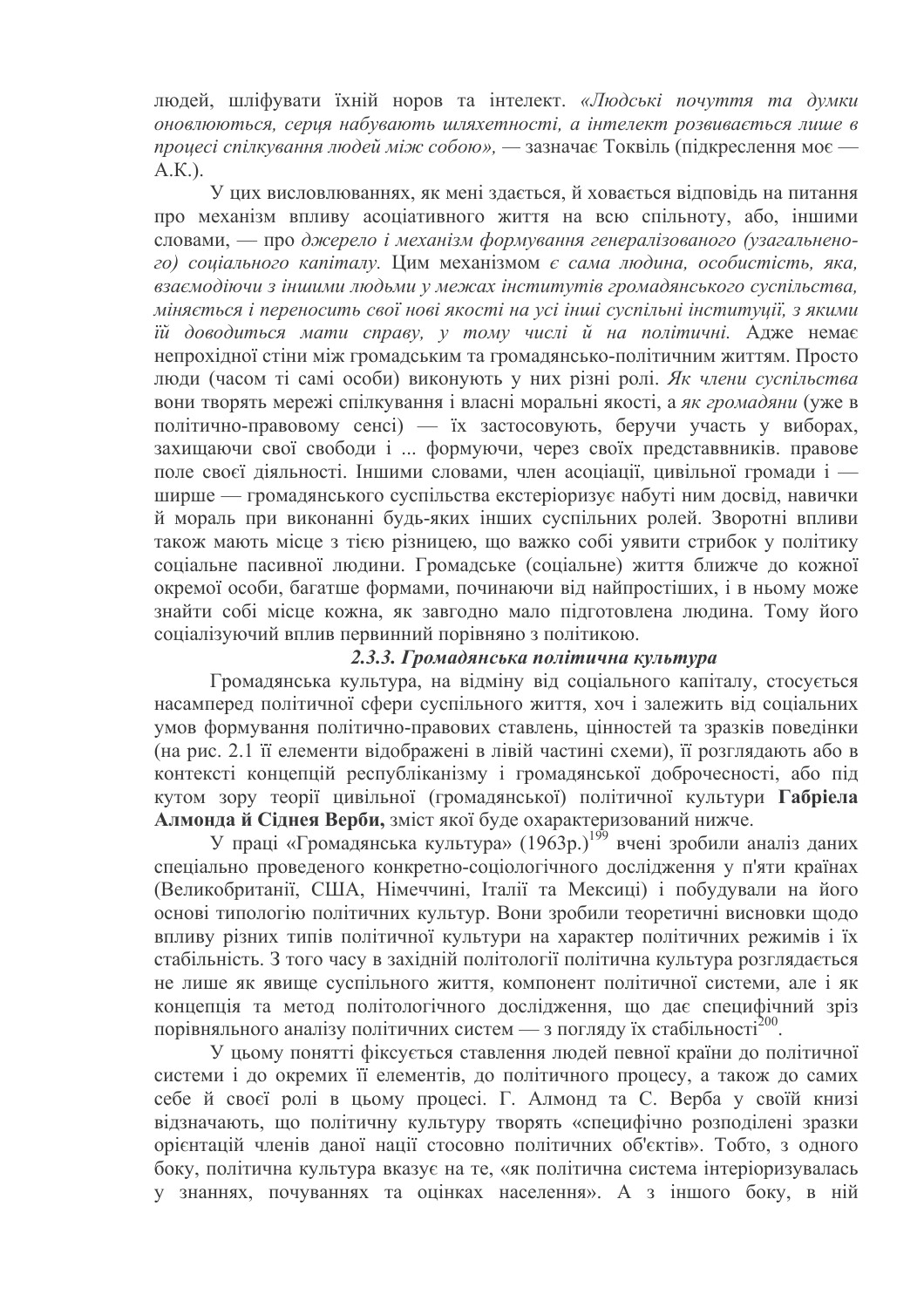людей, шліфувати їхній норов та інтелект. *«Людські почуття та думки оновлюються, серця набувають шляхетності, а інтелект розвивається лише в процесі спілкування людей між собою»,* — зазначає Токвіль (підкреслення моє — А.К.).

У цих висловлюваннях, як мені здається, й ховається відповідь на питання про механізм впливу асоціативного життя на всю спільноту, або, іншими словами, — про *джерело і механізм формування генералізованого (узагальненого) соціального капіталу.* Цим механізмом *є сама людина, особистість, яка, взаємодіючи з іншими людьми у межах інститутів громадянського суспільства, міняється і переносить свої нові якості на усі інші суспільні інституції, з якими їй доводиться мати справу, у тому числі й на політичні.* Адже немає непрохідної стіни між громадським та громадянсько-політичним життям. Просто люди (часом ті самі особи) виконують у них різні ролі. *Як члени суспільства* вони творять мережі спілкування і власні моральні якості, а *як громадяни* (уже в політично-правововому сенсі) — їх застосовують, беручи участь у виборах, захищаючи свої свободи і ... формуючи, через своїх представвників. правове поле своєї діяльності. Іншими словами, член асоціації, цивільної громади і — ширше — громадянського суспільства екстеріоризує набуті ним досвід, навички й мораль при виконанні будь-яких інших суспільних ролей. Зворотні впливи також мають місце з тією різницею, що важко собі уявити стрибок у політику соціальне пасивної людини. Громадське (соціальне) життя ближче до кожної окремої особи, багатше формами, починаючи від найпростіших, і в ньому може знайти собі місце кожна, як завгодно мало підготовлена людина. Тому його соціалізуючий вплив первинний порівняно з політикою.

### *2.3.3. Громадянська політична культура*

Громадянська культура, на відміну від соціального капіталу, стосується насамперед політичної сфери суспільного життя, хоч і залежить від соціальних умов формування політично-правових ставлень, цінностей та зразків поведінки (на рис. 2.1 її елементи відображені в лівій частині схеми), її розглядають або в контексті концепцій республіканізму і громадянської доброчесності, або під кутом зору теорії цивільної (громадянської) політичної культури **Габріела Алмонда й Сіднея Верби,** зміст якої буде охарактеризований нижче.

У праці «Громадянська культура» (1963р.)[199] вчені зробили аналіз даних спеціально проведеного конкретно-соціологічного дослідження у п'яти країнах (Великобританії, США, Німеччині, Італії та Мексиці) і побудували на його основі типологію політичних культур. Вони зробили теоретичні висновки щодо впливу різних типів політичної культури на характер політичних режимів і їх стабільність. З того часу в західній політології політична культура розглядається не лише як явище суспільного життя, компонент політичної системи, але і як концепція та метод політологічного дослідження, що дає специфічний зріз порівняльного аналізу політичних систем — з погляду їх стабільності[200].

У цьому понятті фіксується ставлення людей певної країни до політичної системи і до окремих її елементів, до політичного процесу, а також до самих себе й своєї ролі в цьому процесі. Г. Алмонд та С. Верба у своїй книзі відзначають, що політичну культуру творять «специфічно розподілені зразки орієнтацій членів даної нації стосовно політичних об'єктів». Тобто, з одного боку, політична культура вказує на те, «як політична система інтеріоризувалась у знаннях, почуваннях та оцінках населення». А з іншого боку, в ній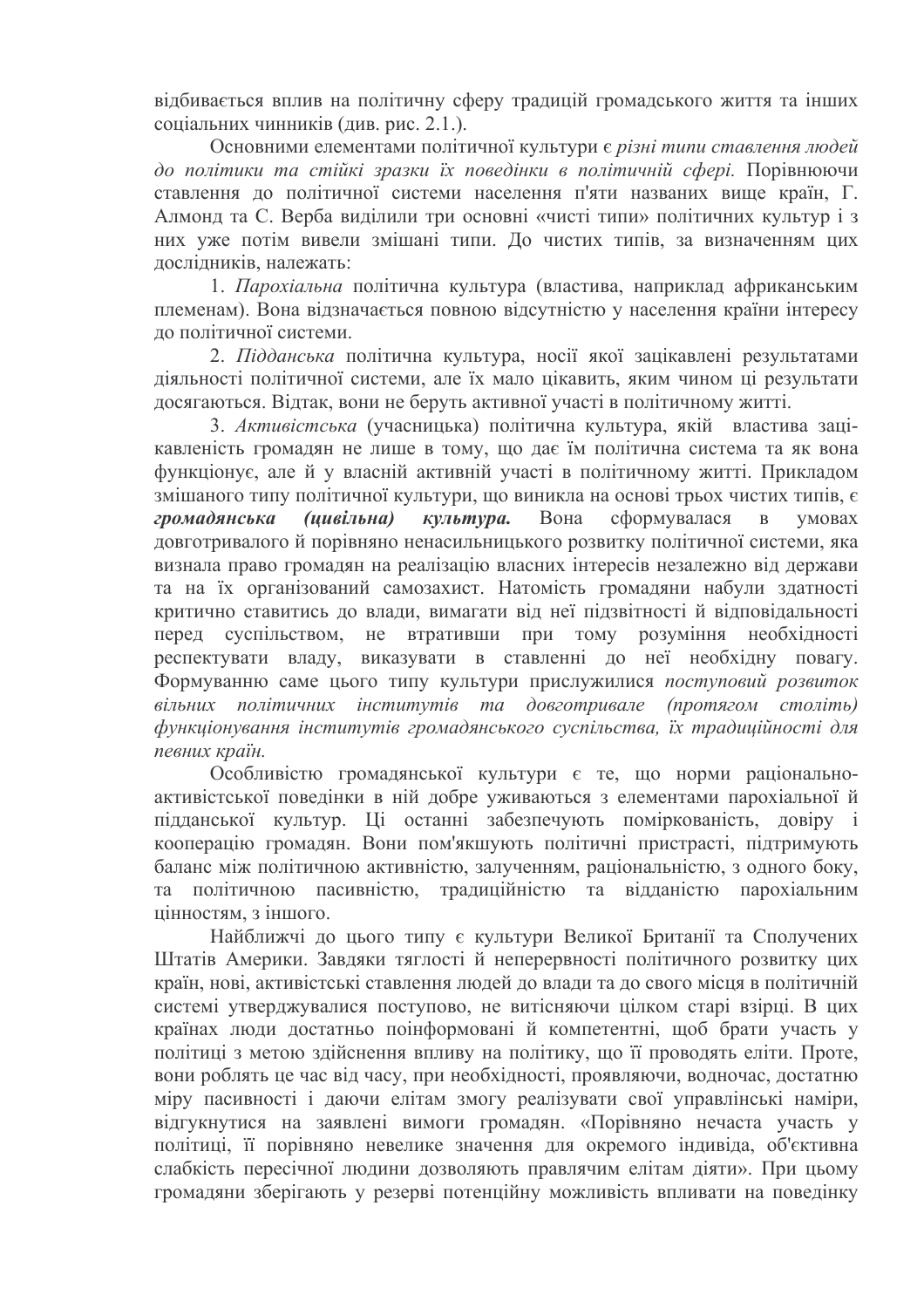відбивається вплив на політичну сферу традицій громадського життя та інших соціальних чинників (див. рис. 2.1.).

Основними елементами політичної культури є *різні типи ставлення людей до політики та стійкі зразки їх поведінки в політичній сфері.* Порівнюючи ставлення до політичної системи населення п'яти названих вище країн, Г. Алмонд та С. Верба виділили три основні «чисті типи» політичних культур і з них уже потім вивели змішані типи. До чистих типів, за визначенням цих дослідників, належать:

1. *Парохіальна* політична культура (властива, наприклад африканським племенам). Вона відзначається повною відсутністю у населення країни інтересу до політичної системи.

2. *Підданська* політична культура, носії якої зацікавлені результатами діяльності політичної системи, але їх мало цікавить, яким чином ці результати досягаються. Відтак, вони не беруть активної участі в політичному житті.

3. *Активістська* (учасницька) політична культура, якій властива зацікавленість громадян не лише в тому, що дає їм політична система та як вона функціонує, але й у власній активній участі в політичному житті. Прикладом змішаного типу політичної культури, що виникла на основі трьох чистих типів, є ***громадянська (цивільна) культура.*** Вона сформувалася в умовах довготривалого й порівняно ненасильницького розвитку політичної системи, яка визнала право громадян на реалізацію власних інтересів незалежно від держави та на їх організований самозахист. Натомість громадяни набули здатності критично ставитись до влади, вимагати від неї підзвітності й відповідальності перед суспільством, не втративши при тому розуміння необхідності респектувати владу, виказувати в ставленні до неї необхідну повагу. Формуванню саме цього типу культури прислужилися *поступовий розвиток вільних політичних інститутів та довготривале (протягом століть) функціонування інститутів громадянського суспільства, їх традиційності для певних країн.*

Особливістю громадянської культури є те, що норми раціонально-активістської поведінки в ній добре уживаються з елементами парохіальної й підданської культур. Ці останні забезпечують поміркованість, довіру і кооперацію громадян. Вони пом'якшують політичні пристрасті, підтримують баланс між політичною активністю, залученням, раціональністю, з одного боку, та політичною пасивністю, традиційністю та відданістю парохіальним цінностям, з іншого.

Найближчі до цього типу є культури Великої Британії та Сполучених Штатів Америки. Завдяки тяглості й неперервності політичного розвитку цих країн, нові, активістські ставлення людей до влади та до свого місця в політичній системі утверджувалися поступово, не витісняючи цілком старі взірці. В цих країнах люди достатньо поінформовані й компетентні, щоб брати участь у політиці з метою здійснення впливу на політику, що її проводять еліти. Проте, вони роблять це час від часу, при необхідності, проявляючи, водночас, достатню міру пасивності і даючи елітам змогу реалізувати свої управлінські наміри, відгукнутися на заявлені вимоги громадян. «Порівняно нечаста участь у політиці, її порівняно невелике значення для окремого індивіда, об'єктивна слабкість пересічної людини дозволяють правлячим елітам діяти». При цьому громадяни зберігають у резерві потенційну можливість впливати на поведінку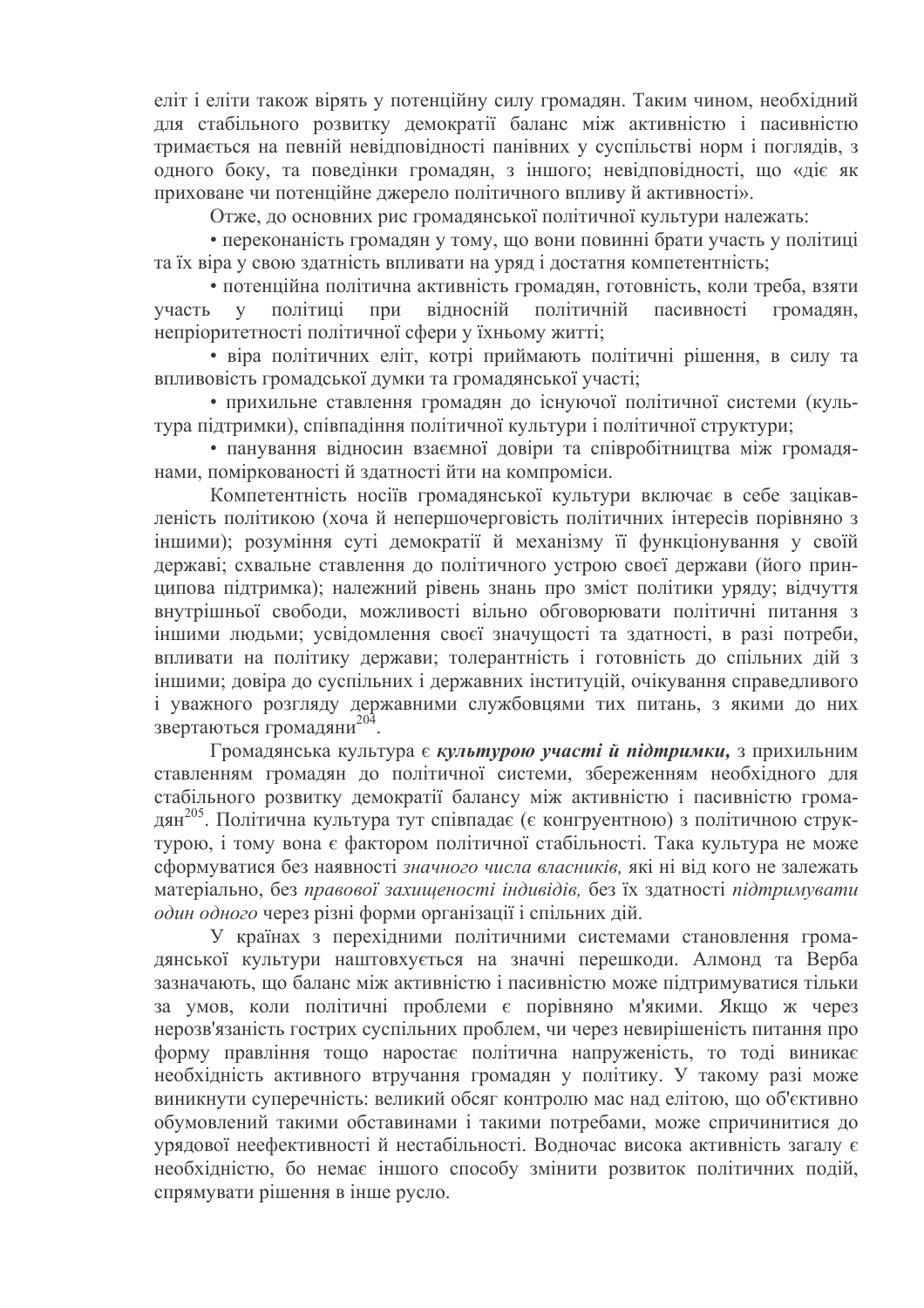еліт і еліти також вірять у потенційну силу громадян. Таким чином, необхідний для стабільного розвитку демократії баланс між активністю і пасивністю тримається на певній невідповідності панівних у суспільстві норм і поглядів, з одного боку, та поведінки громадян, з іншого; невідповідності, що «діє як приховане чи потенційне джерело політичного впливу й активності».

Отже, до основних рис громадянської політичної культури належать:

- переконаність громадян у тому, що вони повинні брати участь у політиці та їх віра у свою здатність впливати на уряд і достатня компетентність;
- потенційна політична активність громадян, готовність, коли треба, взяти участь у політиці при відносній політичній пасивності громадян, непріоритетності політичної сфери у їхньому житті;
- віра політичних еліт, котрі приймають політичні рішення, в силу та впливовість громадської думки та громадянської участі;
- прихильне ставлення громадян до існуючої політичної системи (культура підтримки), співпадіння політичної культури і політичної структури;
- панування відносин взаємної довіри та співробітництва між громадянами, поміркованості й здатності йти на компроміси.

Компетентність носіїв громадянської культури включає в себе зацікавленість політикою (хоча й непершочерговість політичних інтересів порівняно з іншими); розуміння суті демократії й механізму її функціонування у своїй державі; схвальне ставлення до політичного устрою своєї держави (його принципова підтримка); належний рівень знань про зміст політики уряду; відчуття внутрішньої свободи, можливості вільно обговорювати політичні питання з іншими людьми; усвідомлення своєї значущості та здатності, в разі потреби, впливати на політику держави; толерантність і готовність до спільних дій з іншими; довіра до суспільних і державних інституцій, очікування справедливого і уважного розгляду державними службовцями тих питань, з якими до них звертаються громадяни[204].

Громадянська культура є ***культурою участі й підтримки,*** з прихильним ставленням громадян до політичної системи, збереженням необхідного для стабільного розвитку демократії балансу між активністю і пасивністю громадян[205]. Політична культура тут співпадає (є конгруентною) з політичною структурою, і тому вона є фактором політичної стабільності. Така культура не може сформуватися без наявності *значного числа власників,* які ні від кого не залежать матеріально, без *правової захищеності індивідів,* без їх здатності *підтримувати один одного* через різні форми організації і спільних дій.

У країнах з перехідними політичними системами становлення громадянської культури наштовхується на значні перешкоди. Алмонд та Верба зазначають, що баланс між активністю і пасивністю може підтримуватися тільки за умов, коли політичні проблеми є порівняно м'якими. Якщо ж через нерозв'язаність гострих суспільних проблем, чи через невирішеність питання про форму правління тощо наростає політична напруженість, то тоді виникає необхідність активного втручання громадян у політику. У такому разі може виникнути суперечність: великий обсяг контролю мас над елітою, що об'єктивно обумовлений такими обставинами і такими потребами, може спричинитися до урядової неефективності й нестабільності. Водночас висока активність загалу є необхідністю, бо немає іншого способу змінити розвиток політичних подій, спрямувати рішення в інше русло.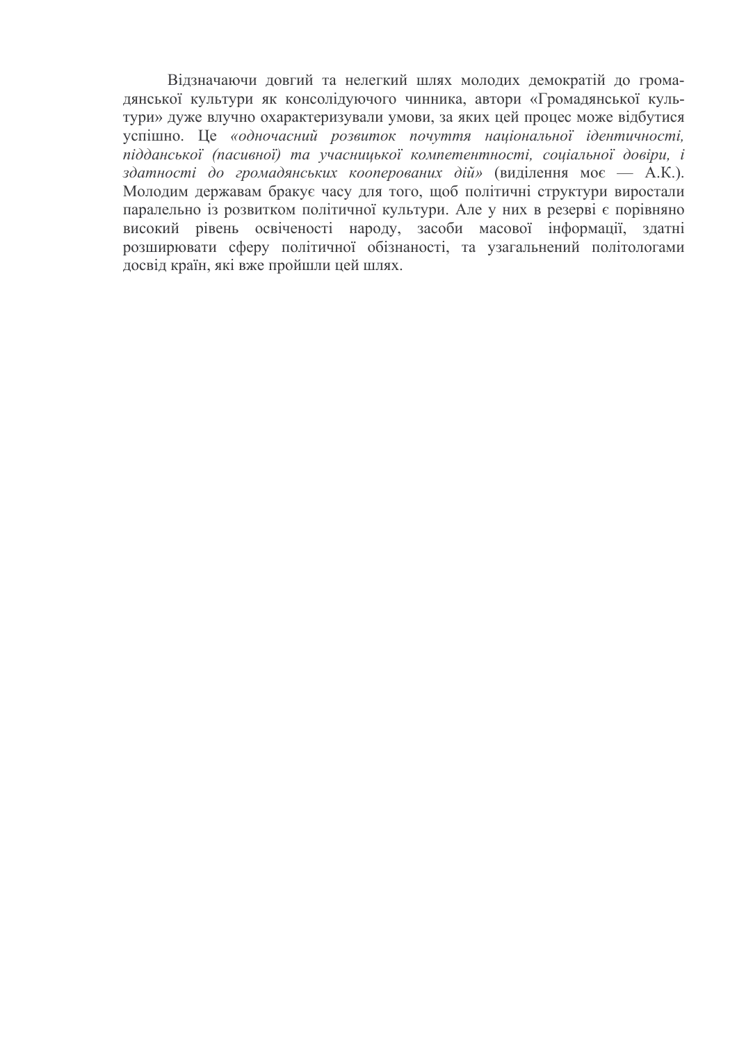Відзначаючи довгий та нелегкий шлях молодих демократій до громадянської культури як консолідуючого чинника, автори «Громадянської культури» дуже влучно охарактеризували умови, за яких цей процес може відбутися успішно. Це *«одночасний розвиток почуття національної ідентичності, підданської (пасивної) та учасницької компетентності, соціальної довіри, і здатності до громадянських кооперованих дій»* (виділення моє — А.К.). Молодим державам бракує часу для того, щоб політичні структури виростали паралельно із розвитком політичної культури. Але у них в резерві є порівняно високий рівень освіченості народу, засоби масової інформації, здатні розширювати сферу політичної обізнаності, та узагальнений політологами досвід країн, які вже пройшли цей шлях.